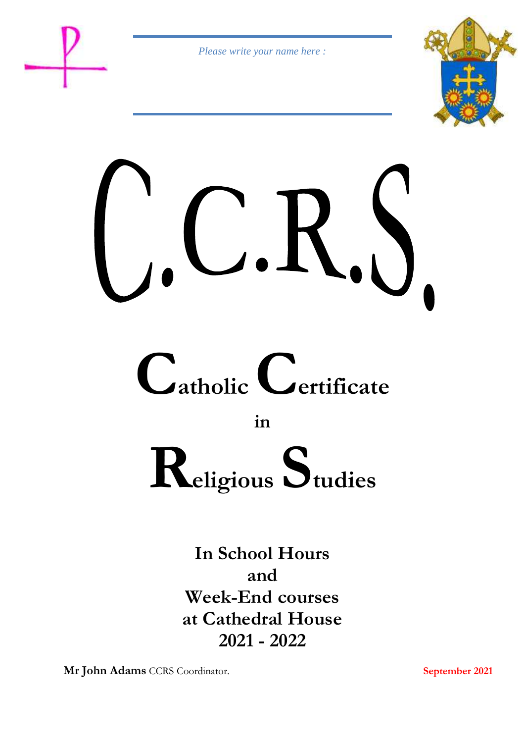*Please write your name here :*

# C.C.R.S.

# Catholic Certificate in Religious Studies

**In School Hours**
**and**
**Week-End courses**
**at Cathedral House**
**2021 - 2022**

**Mr John Adams** CCRS Coordinator.

**September 2021**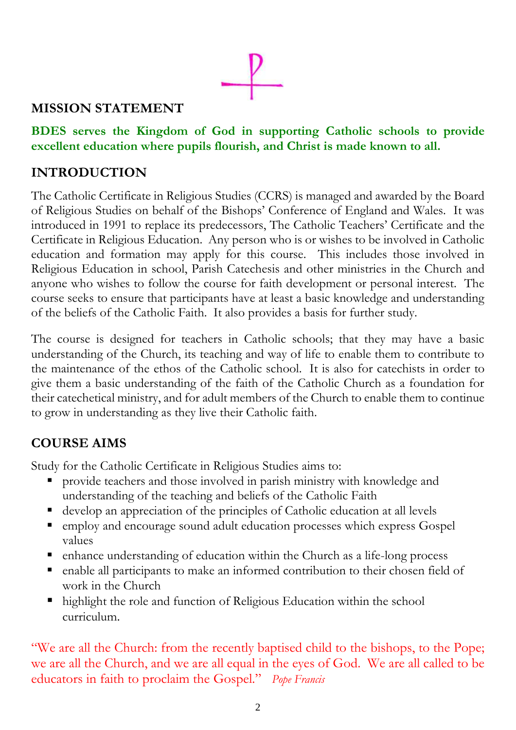## MISSION STATEMENT

**BDES serves the Kingdom of God in supporting Catholic schools to provide excellent education where pupils flourish, and Christ is made known to all.**

## INTRODUCTION

The Catholic Certificate in Religious Studies (CCRS) is managed and awarded by the Board of Religious Studies on behalf of the Bishops' Conference of England and Wales. It was introduced in 1991 to replace its predecessors, The Catholic Teachers' Certificate and the Certificate in Religious Education. Any person who is or wishes to be involved in Catholic education and formation may apply for this course. This includes those involved in Religious Education in school, Parish Catechesis and other ministries in the Church and anyone who wishes to follow the course for faith development or personal interest. The course seeks to ensure that participants have at least a basic knowledge and understanding of the beliefs of the Catholic Faith. It also provides a basis for further study.

The course is designed for teachers in Catholic schools; that they may have a basic understanding of the Church, its teaching and way of life to enable them to contribute to the maintenance of the ethos of the Catholic school. It is also for catechists in order to give them a basic understanding of the faith of the Catholic Church as a foundation for their catechetical ministry, and for adult members of the Church to enable them to continue to grow in understanding as they live their Catholic faith.

## COURSE AIMS

Study for the Catholic Certificate in Religious Studies aims to:

- provide teachers and those involved in parish ministry with knowledge and understanding of the teaching and beliefs of the Catholic Faith
- develop an appreciation of the principles of Catholic education at all levels
- employ and encourage sound adult education processes which express Gospel values
- enhance understanding of education within the Church as a life-long process
- enable all participants to make an informed contribution to their chosen field of work in the Church
- highlight the role and function of Religious Education within the school curriculum.

"We are all the Church: from the recently baptised child to the bishops, to the Pope; we are all the Church, and we are all equal in the eyes of God. We are all called to be educators in faith to proclaim the Gospel." *Pope Francis*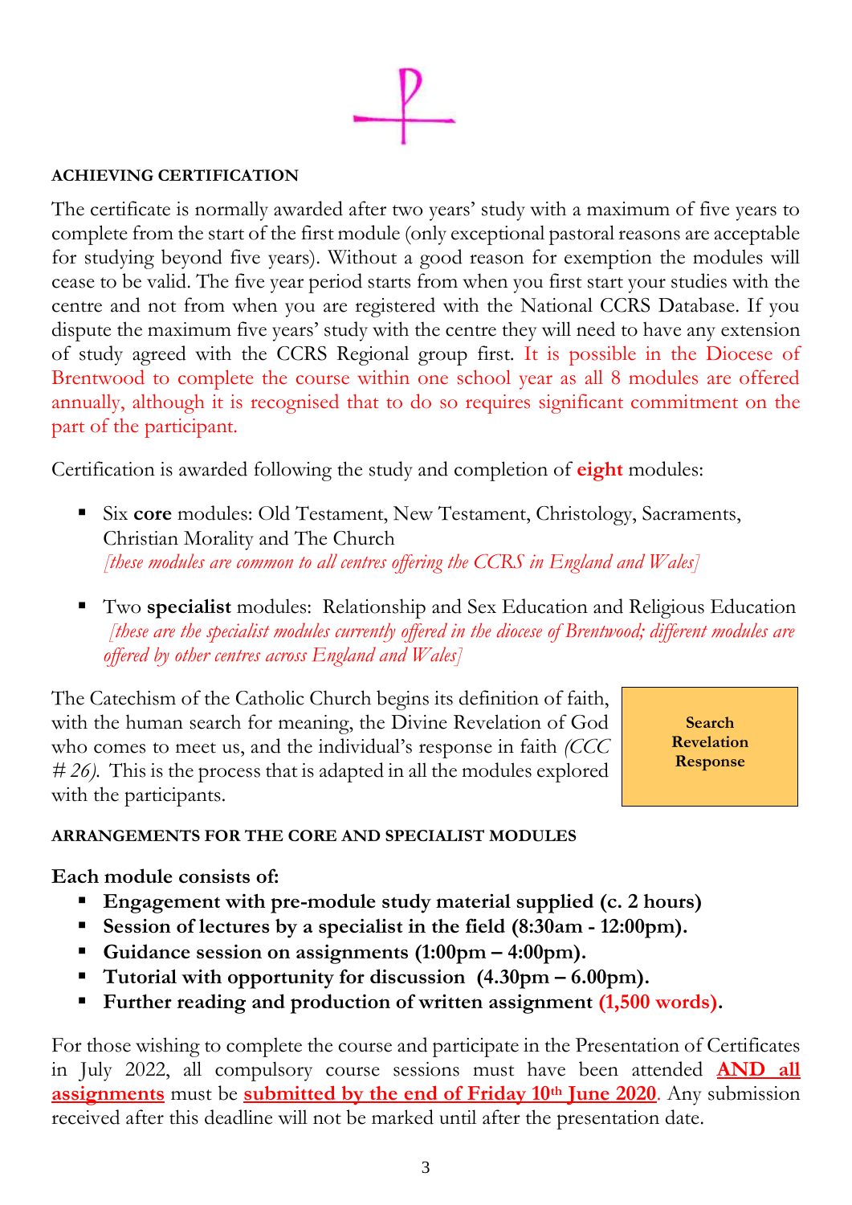## ACHIEVING CERTIFICATION

The certificate is normally awarded after two years' study with a maximum of five years to complete from the start of the first module (only exceptional pastoral reasons are acceptable for studying beyond five years). Without a good reason for exemption the modules will cease to be valid. The five year period starts from when you first start your studies with the centre and not from when you are registered with the National CCRS Database. If you dispute the maximum five years' study with the centre they will need to have any extension of study agreed with the CCRS Regional group first. It is possible in the Diocese of Brentwood to complete the course within one school year as all 8 modules are offered annually, although it is recognised that to do so requires significant commitment on the part of the participant.

Certification is awarded following the study and completion of **eight** modules:

- Six **core** modules: Old Testament, New Testament, Christology, Sacraments, Christian Morality and The Church
  *[these modules are common to all centres offering the CCRS in England and Wales]*

- Two **specialist** modules: Relationship and Sex Education and Religious Education
  *[these are the specialist modules currently offered in the diocese of Brentwood; different modules are offered by other centres across England and Wales]*

The Catechism of the Catholic Church begins its definition of faith, with the human search for meaning, the Divine Revelation of God who comes to meet us, and the individual's response in faith *(CCC # 26).* This is the process that is adapted in all the modules explored with the participants.

**Search**
**Revelation**
**Response**

## ARRANGEMENTS FOR THE CORE AND SPECIALIST MODULES

**Each module consists of:**

- **Engagement with pre-module study material supplied (c. 2 hours)**
- **Session of lectures by a specialist in the field (8:30am - 12:00pm).**
- **Guidance session on assignments (1:00pm – 4:00pm).**
- **Tutorial with opportunity for discussion (4.30pm – 6.00pm).**
- **Further reading and production of written assignment (1,500 words).**

For those wishing to complete the course and participate in the Presentation of Certificates in July 2022, all compulsory course sessions must have been attended **AND all assignments** must be **submitted by the end of Friday 10th June 2020**. Any submission received after this deadline will not be marked until after the presentation date.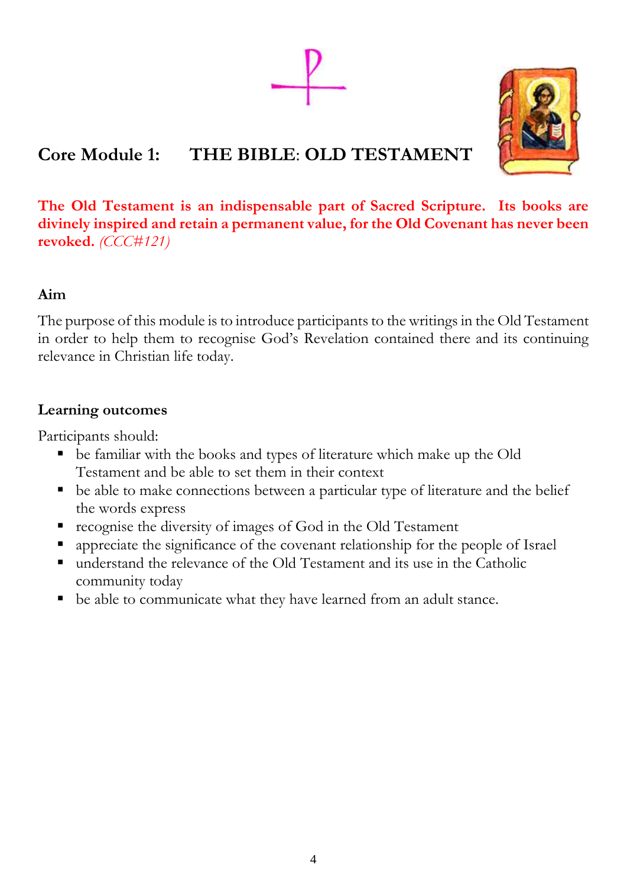# Core Module 1: THE BIBLE: OLD TESTAMENT

**The Old Testament is an indispensable part of Sacred Scripture. Its books are divinely inspired and retain a permanent value, for the Old Covenant has never been revoked.** *(CCC#121)*

## Aim

The purpose of this module is to introduce participants to the writings in the Old Testament in order to help them to recognise God's Revelation contained there and its continuing relevance in Christian life today.

## Learning outcomes

Participants should:

- be familiar with the books and types of literature which make up the Old Testament and be able to set them in their context
- be able to make connections between a particular type of literature and the belief the words express
- recognise the diversity of images of God in the Old Testament
- appreciate the significance of the covenant relationship for the people of Israel
- understand the relevance of the Old Testament and its use in the Catholic community today
- be able to communicate what they have learned from an adult stance.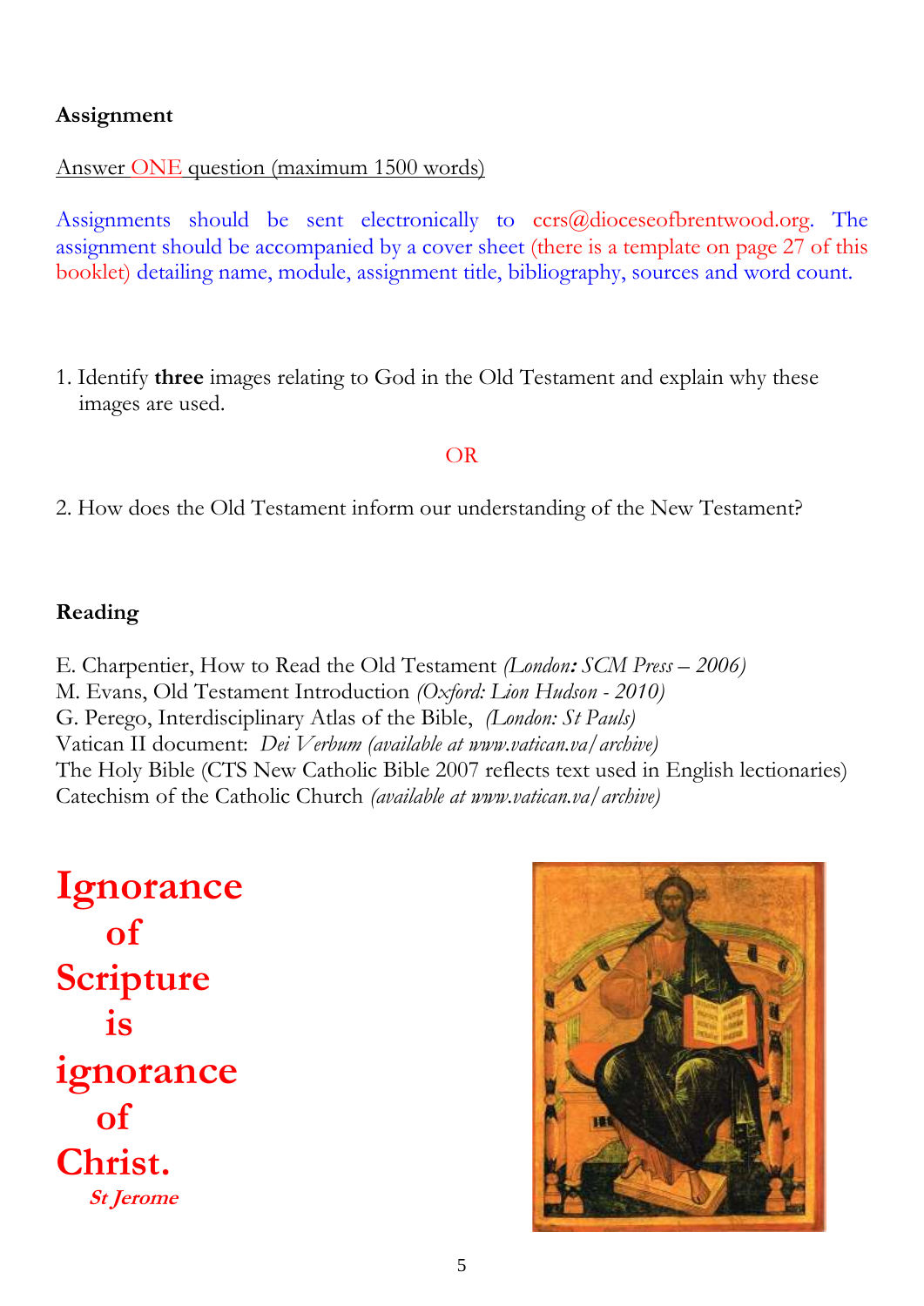## Assignment

Answer ONE question (maximum 1500 words)

Assignments should be sent electronically to ccrs@dioceseofbrentwood.org. The assignment should be accompanied by a cover sheet (there is a template on page 27 of this booklet) detailing name, module, assignment title, bibliography, sources and word count.

1. Identify **three** images relating to God in the Old Testament and explain why these images are used.

OR

2. How does the Old Testament inform our understanding of the New Testament?

## Reading

E. Charpentier, How to Read the Old Testament *(London: SCM Press – 2006)*
M. Evans, Old Testament Introduction *(Oxford: Lion Hudson - 2010)*
G. Perego, Interdisciplinary Atlas of the Bible, *(London: St Pauls)*
Vatican II document: *Dei Verbum (available at www.vatican.va/archive)*
The Holy Bible (CTS New Catholic Bible 2007 reflects text used in English lectionaries)
Catechism of the Catholic Church *(available at www.vatican.va/archive)*

**Ignorance of Scripture is ignorance of Christ.**
***St Jerome***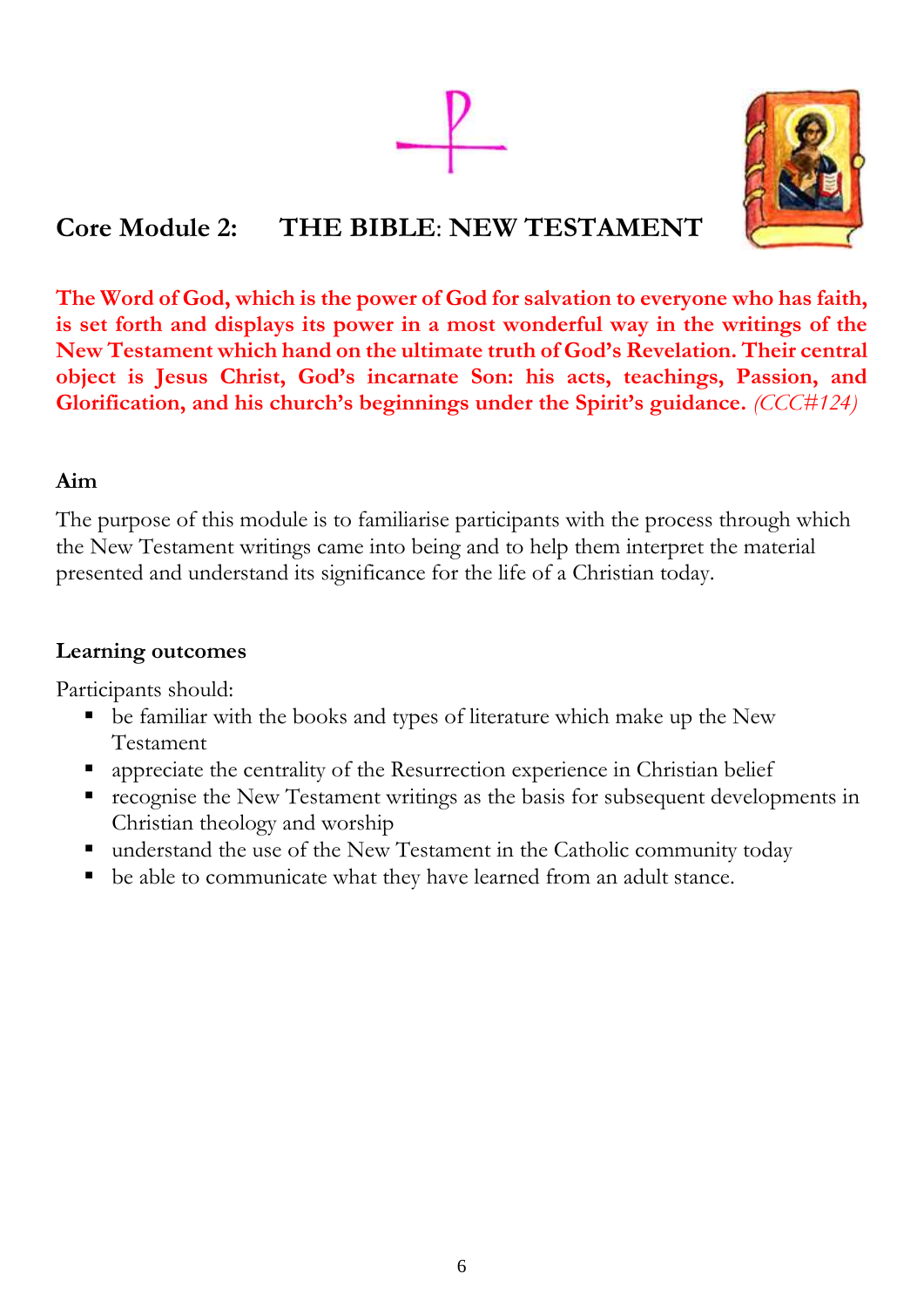# Core Module 2: THE BIBLE: NEW TESTAMENT

**The Word of God, which is the power of God for salvation to everyone who has faith, is set forth and displays its power in a most wonderful way in the writings of the New Testament which hand on the ultimate truth of God's Revelation. Their central object is Jesus Christ, God's incarnate Son: his acts, teachings, Passion, and Glorification, and his church's beginnings under the Spirit's guidance.** *(CCC#124)*

## Aim

The purpose of this module is to familiarise participants with the process through which the New Testament writings came into being and to help them interpret the material presented and understand its significance for the life of a Christian today.

## Learning outcomes

Participants should:

- be familiar with the books and types of literature which make up the New Testament
- appreciate the centrality of the Resurrection experience in Christian belief
- recognise the New Testament writings as the basis for subsequent developments in Christian theology and worship
- understand the use of the New Testament in the Catholic community today
- be able to communicate what they have learned from an adult stance.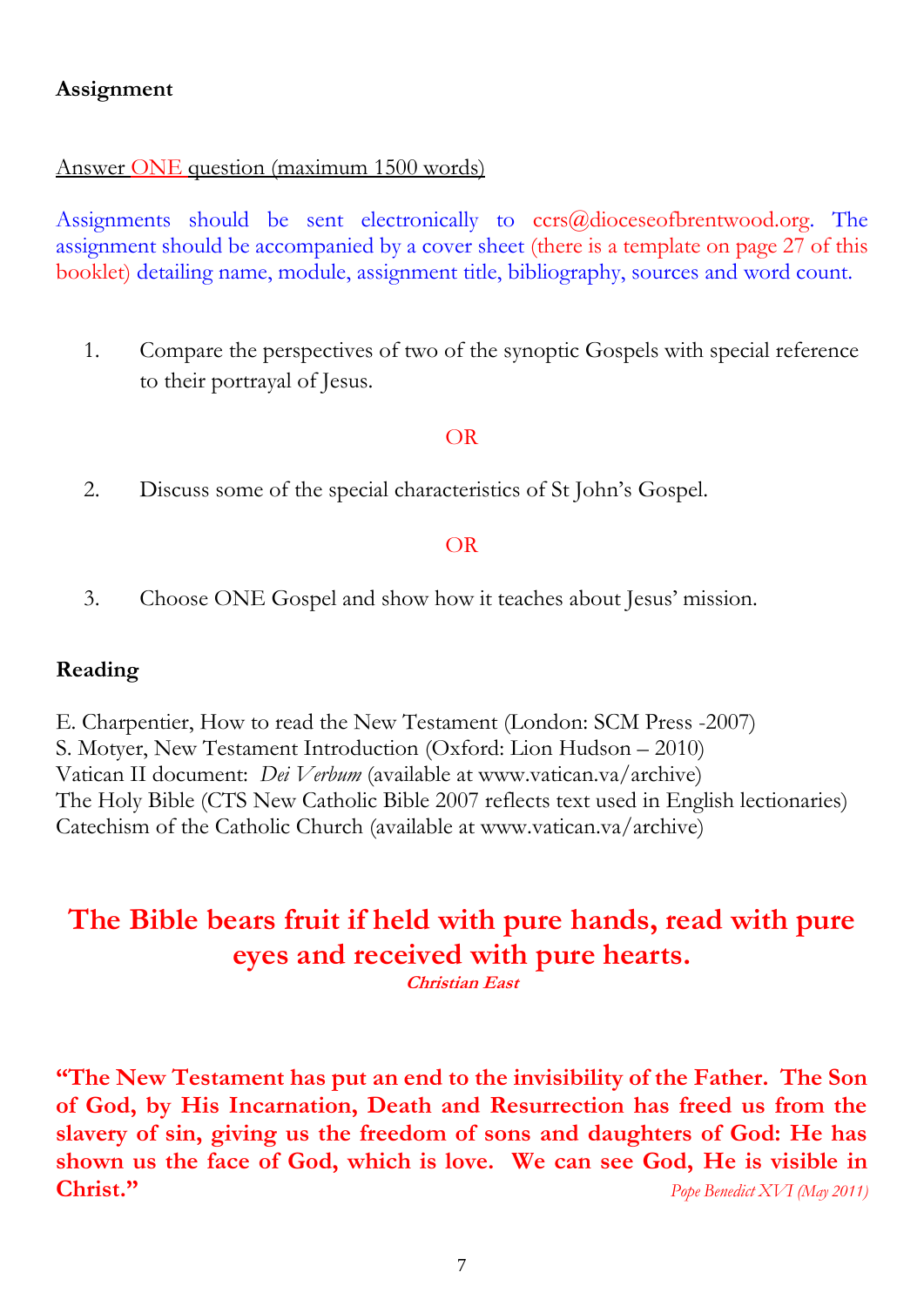**Assignment**

Answer ONE question (maximum 1500 words)

Assignments should be sent electronically to ccrs@dioceseofbrentwood.org. The assignment should be accompanied by a cover sheet (there is a template on page 27 of this booklet) detailing name, module, assignment title, bibliography, sources and word count.

1. Compare the perspectives of two of the synoptic Gospels with special reference to their portrayal of Jesus.

   OR

2. Discuss some of the special characteristics of St John's Gospel.

   OR

3. Choose ONE Gospel and show how it teaches about Jesus' mission.

**Reading**

E. Charpentier, How to read the New Testament (London: SCM Press -2007)
S. Motyer, New Testament Introduction (Oxford: Lion Hudson – 2010)
Vatican II document: *Dei Verbum* (available at www.vatican.va/archive)
The Holy Bible (CTS New Catholic Bible 2007 reflects text used in English lectionaries)
Catechism of the Catholic Church (available at www.vatican.va/archive)

**The Bible bears fruit if held with pure hands, read with pure eyes and received with pure hearts.**
***Christian East***

**"The New Testament has put an end to the invisibility of the Father. The Son of God, by His Incarnation, Death and Resurrection has freed us from the slavery of sin, giving us the freedom of sons and daughters of God: He has shown us the face of God, which is love. We can see God, He is visible in Christ."**
*Pope Benedict XVI (May 2011)*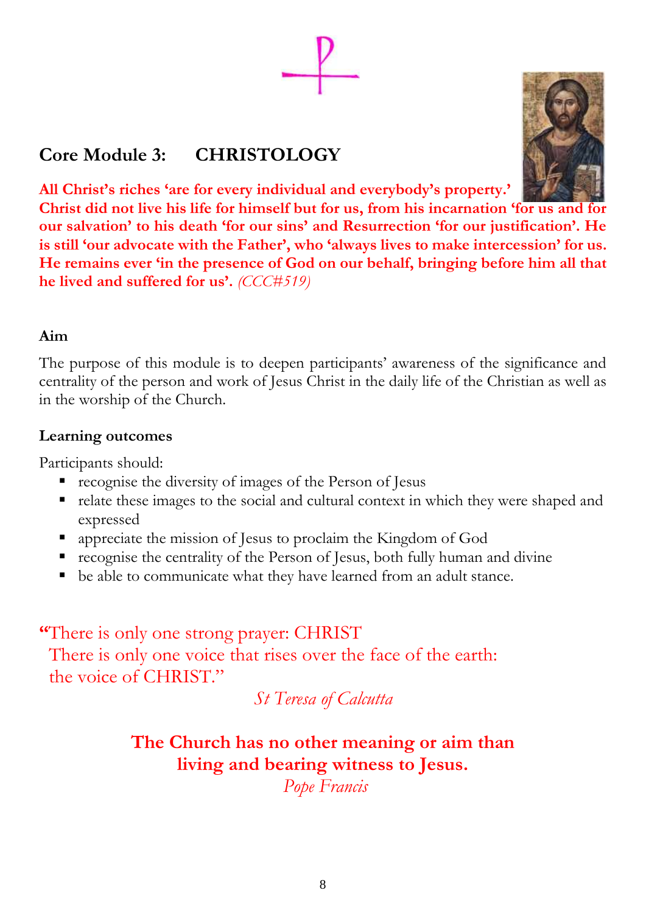# Core Module 3: CHRISTOLOGY

**All Christ's riches 'are for every individual and everybody's property.' Christ did not live his life for himself but for us, from his incarnation 'for us and for our salvation' to his death 'for our sins' and Resurrection 'for our justification'. He is still 'our advocate with the Father', who 'always lives to make intercession' for us. He remains ever 'in the presence of God on our behalf, bringing before him all that he lived and suffered for us'.** *(CCC#519)*

### Aim

The purpose of this module is to deepen participants' awareness of the significance and centrality of the person and work of Jesus Christ in the daily life of the Christian as well as in the worship of the Church.

### Learning outcomes

Participants should:

- recognise the diversity of images of the Person of Jesus
- relate these images to the social and cultural context in which they were shaped and expressed
- appreciate the mission of Jesus to proclaim the Kingdom of God
- recognise the centrality of the Person of Jesus, both fully human and divine
- be able to communicate what they have learned from an adult stance.

"There is only one strong prayer: CHRIST
There is only one voice that rises over the face of the earth:
the voice of CHRIST."

*St Teresa of Calcutta*

**The Church has no other meaning or aim than living and bearing witness to Jesus.**

*Pope Francis*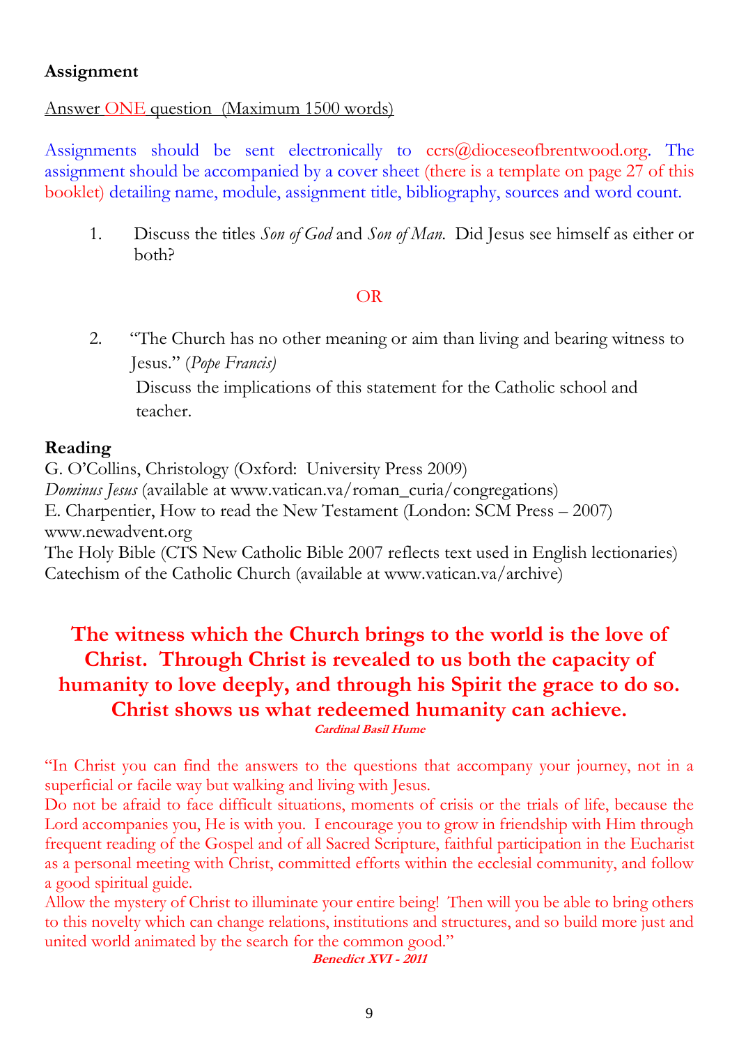**Assignment**

Answer ONE question (Maximum 1500 words)

Assignments should be sent electronically to ccrs@dioceseofbrentwood.org. The assignment should be accompanied by a cover sheet (there is a template on page 27 of this booklet) detailing name, module, assignment title, bibliography, sources and word count.

1. Discuss the titles *Son of God* and *Son of Man*. Did Jesus see himself as either or both?

OR

2. "The Church has no other meaning or aim than living and bearing witness to Jesus." (*Pope Francis)*
   Discuss the implications of this statement for the Catholic school and teacher.

**Reading**

G. O'Collins, Christology (Oxford: University Press 2009)
*Dominus Jesus* (available at www.vatican.va/roman_curia/congregations)
E. Charpentier, How to read the New Testament (London: SCM Press – 2007)
www.newadvent.org
The Holy Bible (CTS New Catholic Bible 2007 reflects text used in English lectionaries)
Catechism of the Catholic Church (available at www.vatican.va/archive)

**The witness which the Church brings to the world is the love of Christ. Through Christ is revealed to us both the capacity of humanity to love deeply, and through his Spirit the grace to do so. Christ shows us what redeemed humanity can achieve.**

***Cardinal Basil Hume***

"In Christ you can find the answers to the questions that accompany your journey, not in a superficial or facile way but walking and living with Jesus.
Do not be afraid to face difficult situations, moments of crisis or the trials of life, because the Lord accompanies you, He is with you. I encourage you to grow in friendship with Him through frequent reading of the Gospel and of all Sacred Scripture, faithful participation in the Eucharist as a personal meeting with Christ, committed efforts within the ecclesial community, and follow a good spiritual guide.
Allow the mystery of Christ to illuminate your entire being! Then will you be able to bring others to this novelty which can change relations, institutions and structures, and so build more just and united world animated by the search for the common good."

***Benedict XVI - 2011***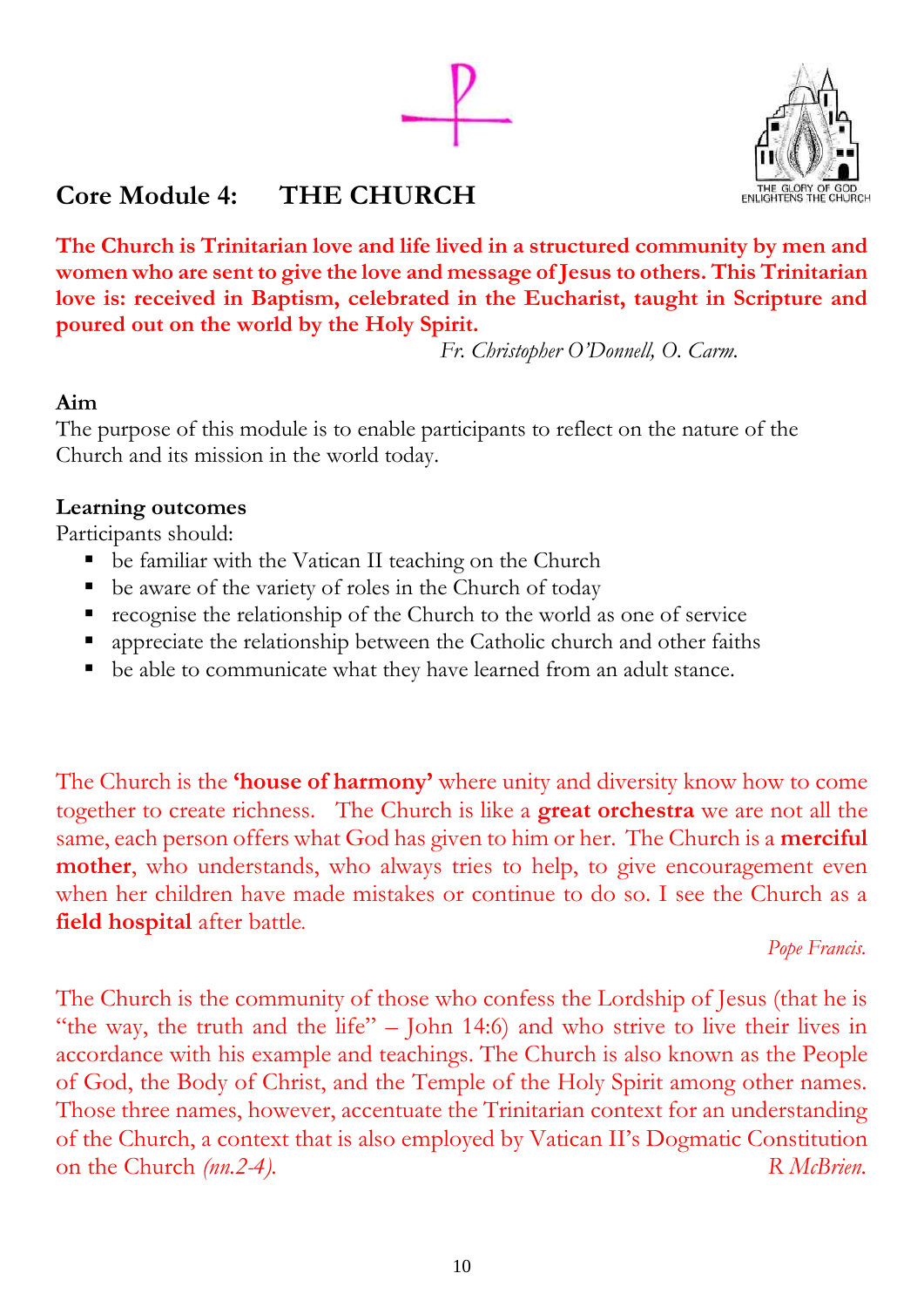# Core Module 4: THE CHURCH

THE GLORY OF GOD ENLIGHTENS THE CHURCH

**The Church is Trinitarian love and life lived in a structured community by men and women who are sent to give the love and message of Jesus to others. This Trinitarian love is: received in Baptism, celebrated in the Eucharist, taught in Scripture and poured out on the world by the Holy Spirit.**

*Fr. Christopher O'Donnell, O. Carm.*

**Aim**

The purpose of this module is to enable participants to reflect on the nature of the Church and its mission in the world today.

**Learning outcomes**

Participants should:

- be familiar with the Vatican II teaching on the Church
- be aware of the variety of roles in the Church of today
- recognise the relationship of the Church to the world as one of service
- appreciate the relationship between the Catholic church and other faiths
- be able to communicate what they have learned from an adult stance.

The Church is the **'house of harmony'** where unity and diversity know how to come together to create richness. The Church is like a **great orchestra** we are not all the same, each person offers what God has given to him or her. The Church is a **merciful mother**, who understands, who always tries to help, to give encouragement even when her children have made mistakes or continue to do so. I see the Church as a **field hospital** after battle.

*Pope Francis.*

The Church is the community of those who confess the Lordship of Jesus (that he is "the way, the truth and the life" – John 14:6) and who strive to live their lives in accordance with his example and teachings. The Church is also known as the People of God, the Body of Christ, and the Temple of the Holy Spirit among other names. Those three names, however, accentuate the Trinitarian context for an understanding of the Church, a context that is also employed by Vatican II's Dogmatic Constitution on the Church *(nn.2-4).*

*R McBrien.*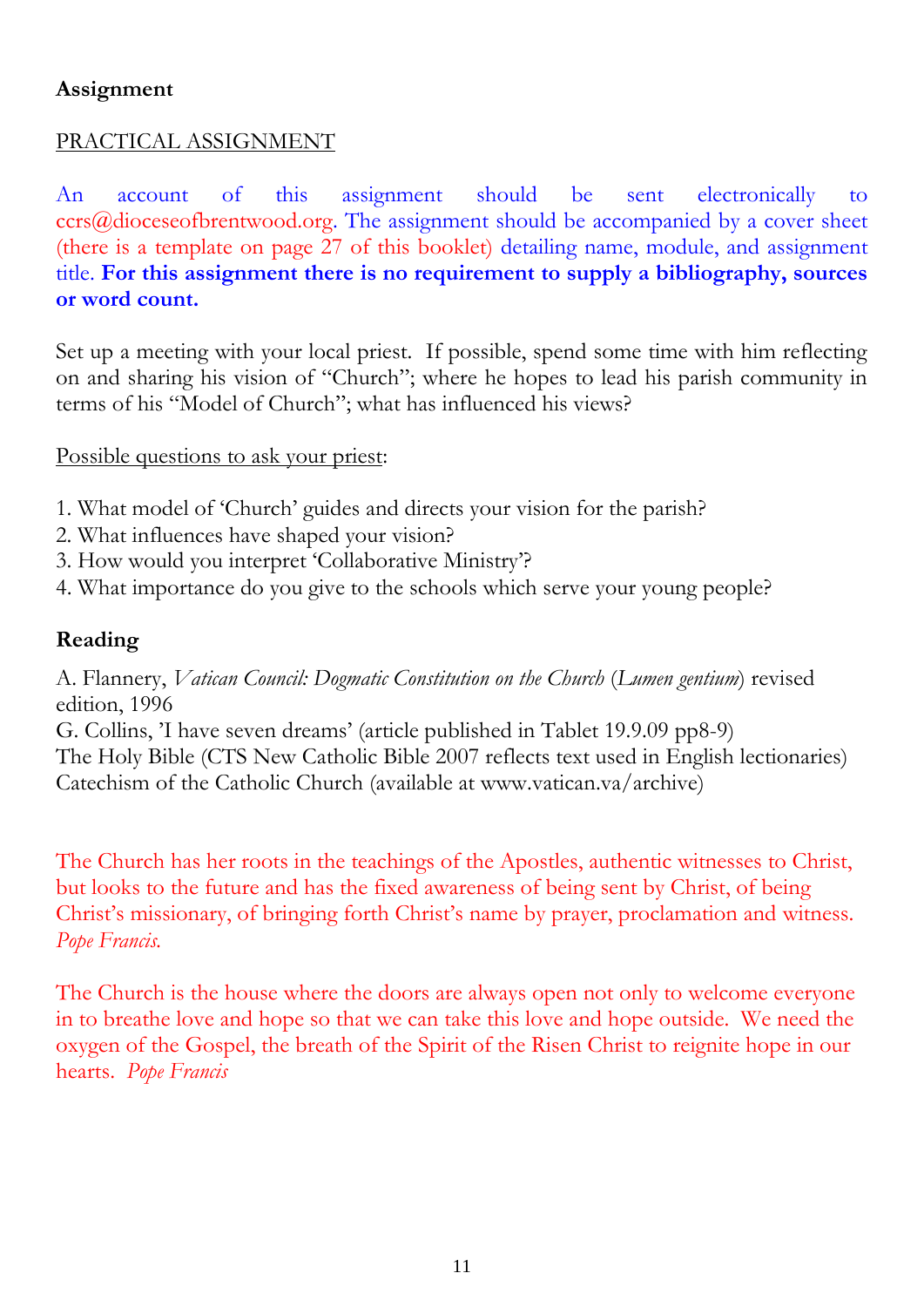**Assignment**

PRACTICAL ASSIGNMENT

An account of this assignment should be sent electronically to ccrs@dioceseofbrentwood.org. The assignment should be accompanied by a cover sheet (there is a template on page 27 of this booklet) detailing name, module, and assignment title. **For this assignment there is no requirement to supply a bibliography, sources or word count.**

Set up a meeting with your local priest. If possible, spend some time with him reflecting on and sharing his vision of "Church"; where he hopes to lead his parish community in terms of his "Model of Church"; what has influenced his views?

Possible questions to ask your priest:

1. What model of 'Church' guides and directs your vision for the parish?
2. What influences have shaped your vision?
3. How would you interpret 'Collaborative Ministry'?
4. What importance do you give to the schools which serve your young people?

**Reading**

A. Flannery, *Vatican Council: Dogmatic Constitution on the Church* (*Lumen gentium*) revised edition, 1996
G. Collins, 'I have seven dreams' (article published in Tablet 19.9.09 pp8-9)
The Holy Bible (CTS New Catholic Bible 2007 reflects text used in English lectionaries)
Catechism of the Catholic Church (available at www.vatican.va/archive)

The Church has her roots in the teachings of the Apostles, authentic witnesses to Christ, but looks to the future and has the fixed awareness of being sent by Christ, of being Christ's missionary, of bringing forth Christ's name by prayer, proclamation and witness. *Pope Francis.*

The Church is the house where the doors are always open not only to welcome everyone in to breathe love and hope so that we can take this love and hope outside. We need the oxygen of the Gospel, the breath of the Spirit of the Risen Christ to reignite hope in our hearts. *Pope Francis*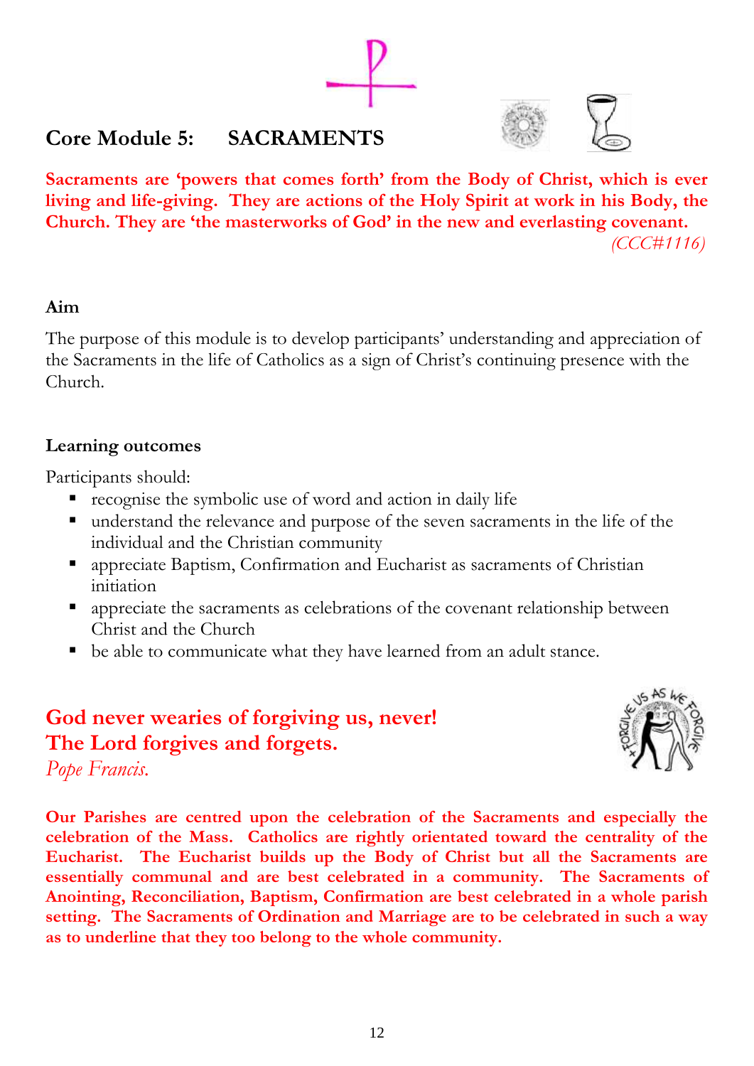## Core Module 5: SACRAMENTS

**Sacraments are 'powers that comes forth' from the Body of Christ, which is ever living and life-giving. They are actions of the Holy Spirit at work in his Body, the Church. They are 'the masterworks of God' in the new and everlasting covenant.**

*(CCC#1116)*

### Aim

The purpose of this module is to develop participants' understanding and appreciation of the Sacraments in the life of Catholics as a sign of Christ's continuing presence with the Church.

### Learning outcomes

Participants should:

- recognise the symbolic use of word and action in daily life
- understand the relevance and purpose of the seven sacraments in the life of the individual and the Christian community
- appreciate Baptism, Confirmation and Eucharist as sacraments of Christian initiation
- appreciate the sacraments as celebrations of the covenant relationship between Christ and the Church
- be able to communicate what they have learned from an adult stance.

**God never wearies of forgiving us, never!**
**The Lord forgives and forgets.**
*Pope Francis.*

**Our Parishes are centred upon the celebration of the Sacraments and especially the celebration of the Mass. Catholics are rightly orientated toward the centrality of the Eucharist. The Eucharist builds up the Body of Christ but all the Sacraments are essentially communal and are best celebrated in a community. The Sacraments of Anointing, Reconciliation, Baptism, Confirmation are best celebrated in a whole parish setting. The Sacraments of Ordination and Marriage are to be celebrated in such a way as to underline that they too belong to the whole community.**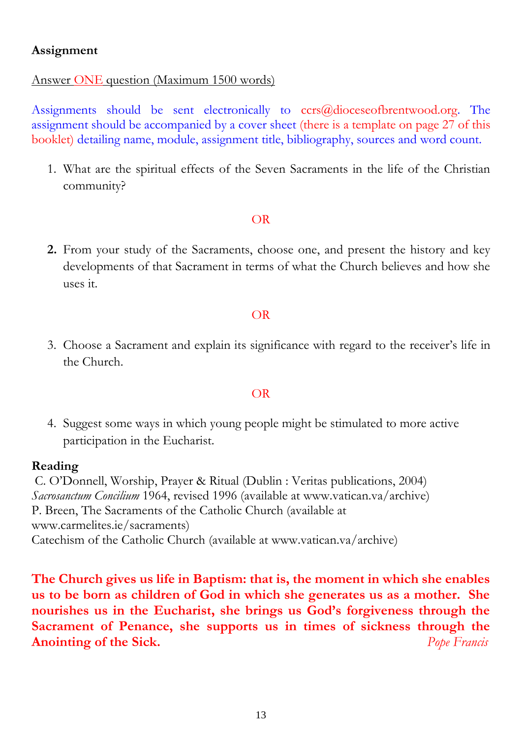**Assignment**

Answer ONE question (Maximum 1500 words)

Assignments should be sent electronically to ccrs@dioceseofbrentwood.org. The assignment should be accompanied by a cover sheet (there is a template on page 27 of this booklet) detailing name, module, assignment title, bibliography, sources and word count.

1. What are the spiritual effects of the Seven Sacraments in the life of the Christian community?

OR

2. From your study of the Sacraments, choose one, and present the history and key developments of that Sacrament in terms of what the Church believes and how she uses it.

OR

3. Choose a Sacrament and explain its significance with regard to the receiver's life in the Church.

OR

4. Suggest some ways in which young people might be stimulated to more active participation in the Eucharist.

**Reading**

C. O'Donnell, Worship, Prayer & Ritual (Dublin : Veritas publications, 2004)
*Sacrosanctum Concilium* 1964, revised 1996 (available at www.vatican.va/archive)
P. Breen, The Sacraments of the Catholic Church (available at www.carmelites.ie/sacraments)
Catechism of the Catholic Church (available at www.vatican.va/archive)

**The Church gives us life in Baptism: that is, the moment in which she enables us to be born as children of God in which she generates us as a mother. She nourishes us in the Eucharist, she brings us God's forgiveness through the Sacrament of Penance, she supports us in times of sickness through the Anointing of the Sick.** *Pope Francis*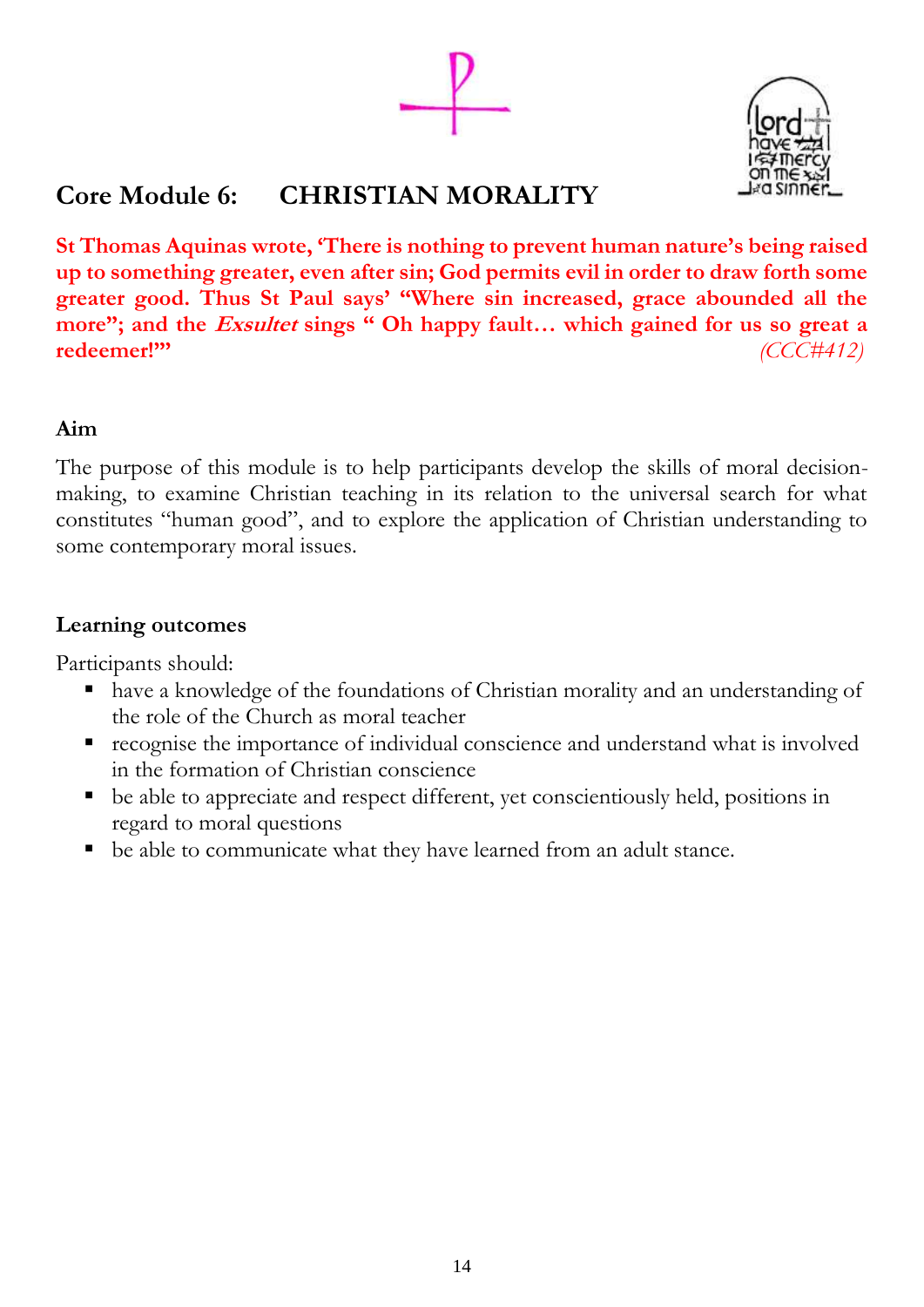## Core Module 6: CHRISTIAN MORALITY

**St Thomas Aquinas wrote, 'There is nothing to prevent human nature's being raised up to something greater, even after sin; God permits evil in order to draw forth some greater good. Thus St Paul says' "Where sin increased, grace abounded all the more"; and the *Exsultet* sings " Oh happy fault… which gained for us so great a redeemer!"'** *(CCC#412)*

### Aim

The purpose of this module is to help participants develop the skills of moral decision-making, to examine Christian teaching in its relation to the universal search for what constitutes "human good", and to explore the application of Christian understanding to some contemporary moral issues.

### Learning outcomes

Participants should:

- have a knowledge of the foundations of Christian morality and an understanding of the role of the Church as moral teacher
- recognise the importance of individual conscience and understand what is involved in the formation of Christian conscience
- be able to appreciate and respect different, yet conscientiously held, positions in regard to moral questions
- be able to communicate what they have learned from an adult stance.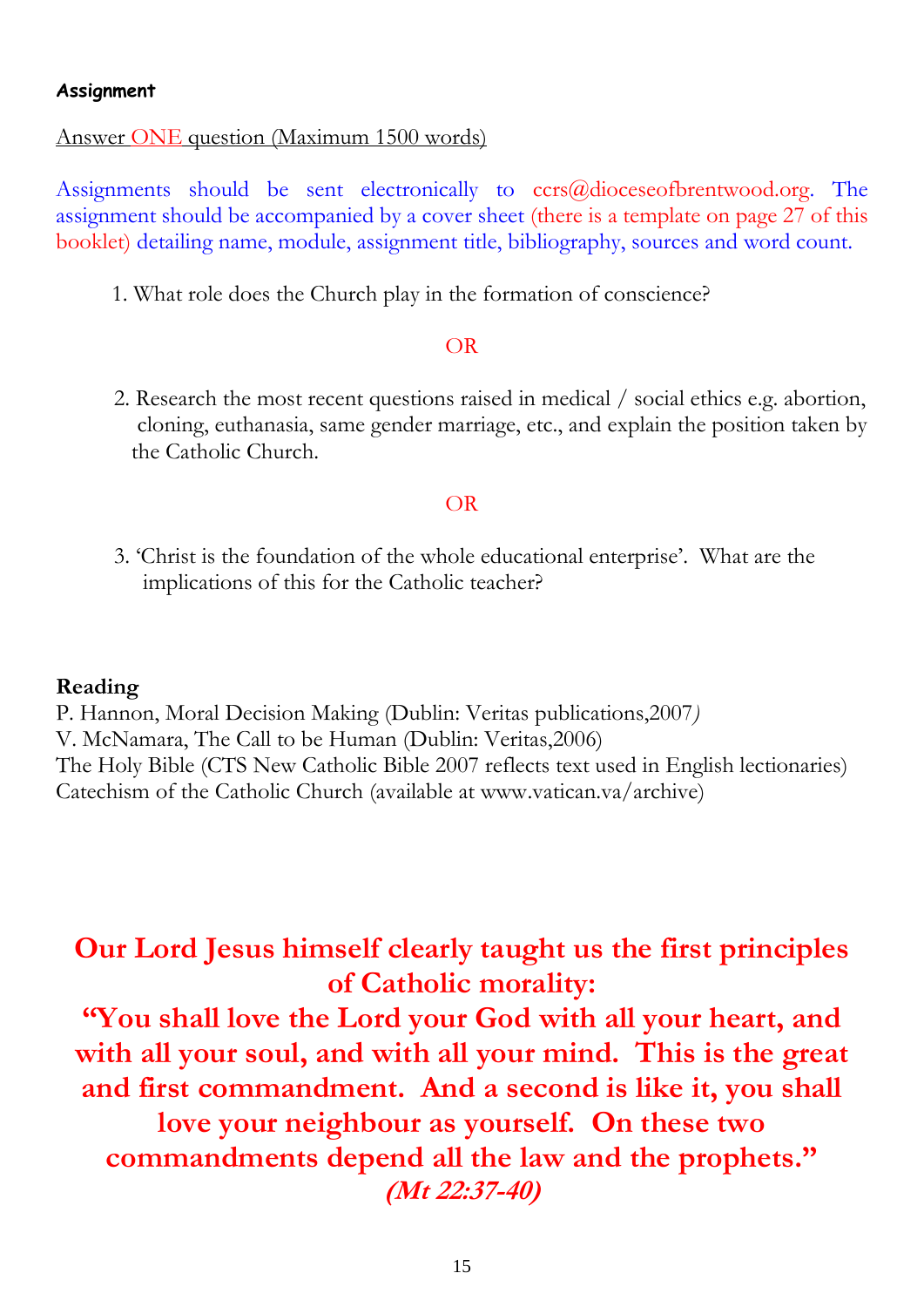#### Assignment

Answer ONE question (Maximum 1500 words)

Assignments should be sent electronically to ccrs@dioceseofbrentwood.org. The assignment should be accompanied by a cover sheet (there is a template on page 27 of this booklet) detailing name, module, assignment title, bibliography, sources and word count.

1. What role does the Church play in the formation of conscience?

OR

2. Research the most recent questions raised in medical / social ethics e.g. abortion, cloning, euthanasia, same gender marriage, etc., and explain the position taken by the Catholic Church.

OR

3. 'Christ is the foundation of the whole educational enterprise'. What are the implications of this for the Catholic teacher?

**Reading**

P. Hannon, Moral Decision Making (Dublin: Veritas publications,2007*)*
V. McNamara, The Call to be Human (Dublin: Veritas,2006)
The Holy Bible (CTS New Catholic Bible 2007 reflects text used in English lectionaries)
Catechism of the Catholic Church (available at www.vatican.va/archive)

**Our Lord Jesus himself clearly taught us the first principles of Catholic morality:**
**"You shall love the Lord your God with all your heart, and with all your soul, and with all your mind. This is the great and first commandment. And a second is like it, you shall love your neighbour as yourself. On these two commandments depend all the law and the prophets."**
***(Mt 22:37-40)***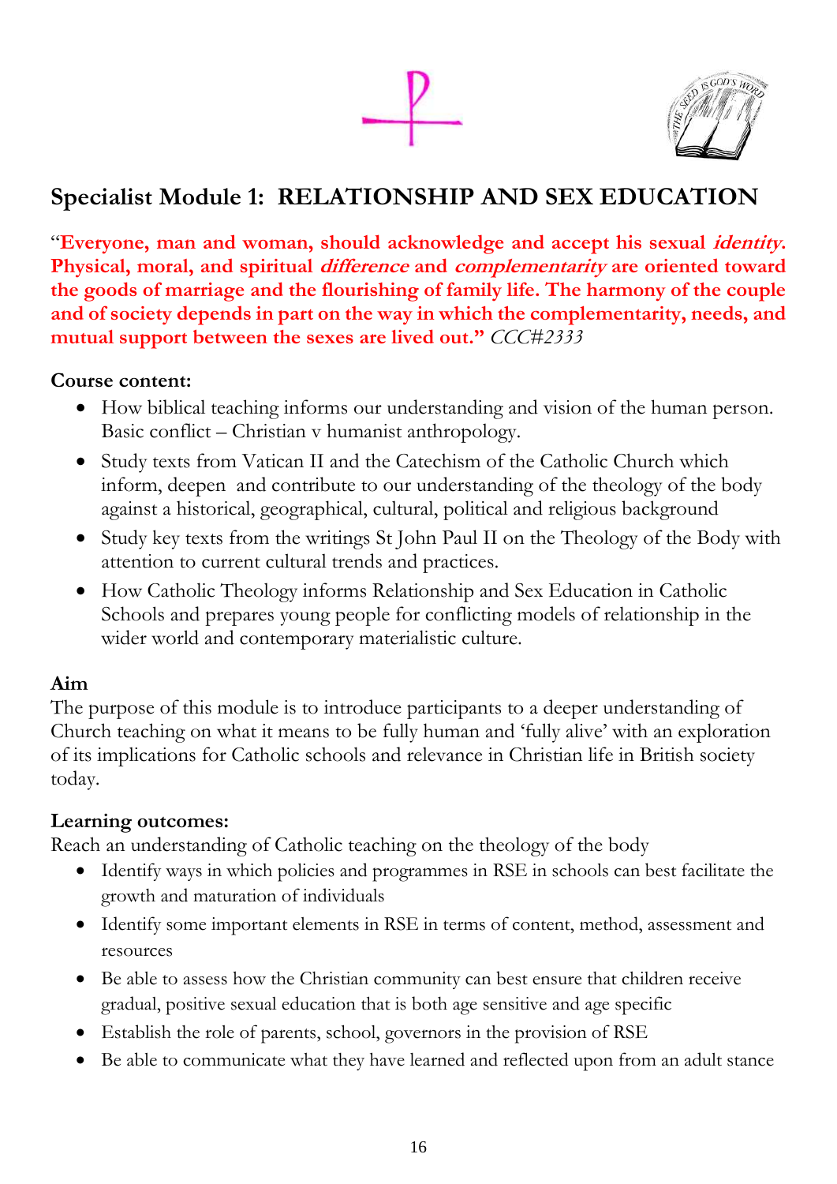## Specialist Module 1: RELATIONSHIP AND SEX EDUCATION

"**Everyone, man and woman, should acknowledge and accept his sexual *identity*. Physical, moral, and spiritual *difference* and *complementarity* are oriented toward the goods of marriage and the flourishing of family life. The harmony of the couple and of society depends in part on the way in which the complementarity, needs, and mutual support between the sexes are lived out."** *CCC#2333*

**Course content:**

- How biblical teaching informs our understanding and vision of the human person. Basic conflict – Christian v humanist anthropology.
- Study texts from Vatican II and the Catechism of the Catholic Church which inform, deepen and contribute to our understanding of the theology of the body against a historical, geographical, cultural, political and religious background
- Study key texts from the writings St John Paul II on the Theology of the Body with attention to current cultural trends and practices.
- How Catholic Theology informs Relationship and Sex Education in Catholic Schools and prepares young people for conflicting models of relationship in the wider world and contemporary materialistic culture.

**Aim**

The purpose of this module is to introduce participants to a deeper understanding of Church teaching on what it means to be fully human and 'fully alive' with an exploration of its implications for Catholic schools and relevance in Christian life in British society today.

**Learning outcomes:**

Reach an understanding of Catholic teaching on the theology of the body

- Identify ways in which policies and programmes in RSE in schools can best facilitate the growth and maturation of individuals
- Identify some important elements in RSE in terms of content, method, assessment and resources
- Be able to assess how the Christian community can best ensure that children receive gradual, positive sexual education that is both age sensitive and age specific
- Establish the role of parents, school, governors in the provision of RSE
- Be able to communicate what they have learned and reflected upon from an adult stance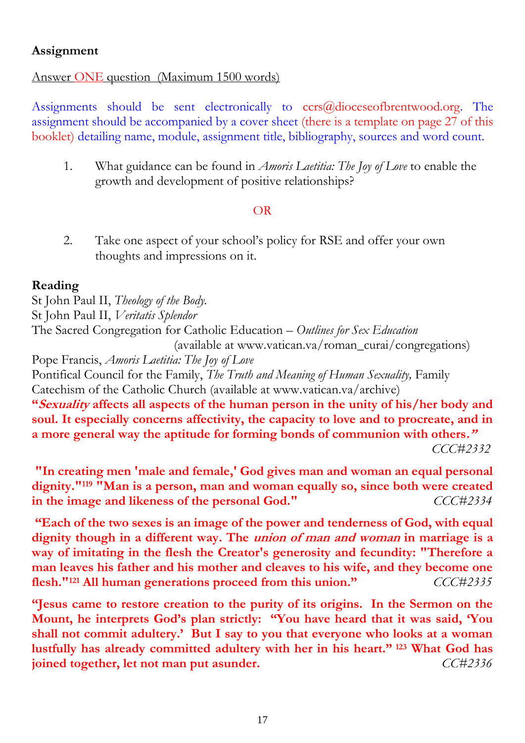**Assignment**

Answer ONE question (Maximum 1500 words)

Assignments should be sent electronically to ccrs@dioceseofbrentwood.org. The assignment should be accompanied by a cover sheet (there is a template on page 27 of this booklet) detailing name, module, assignment title, bibliography, sources and word count.

1. What guidance can be found in *Amoris Laetitia: The Joy of Love* to enable the growth and development of positive relationships?

OR

2. Take one aspect of your school's policy for RSE and offer your own thoughts and impressions on it.

**Reading**

St John Paul II, *Theology of the Body.*
St John Paul II, *Veritatis Splendor*
The Sacred Congregation for Catholic Education – *Outlines for Sex Education* (available at www.vatican.va/roman_curai/congregations)
Pope Francis, *Amoris Laetitia: The Joy of Love*
Pontifical Council for the Family, *The Truth and Meaning of Human Sexuality,* Family
Catechism of the Catholic Church (available at www.vatican.va/archive)

**"*Sexuality* affects all aspects of the human person in the unity of his/her body and soul. It especially concerns affectivity, the capacity to love and to procreate, and in a more general way the aptitude for forming bonds of communion with others."** *CCC#2332*

**"In creating men 'male and female,' God gives man and woman an equal personal dignity."[119] "Man is a person, man and woman equally so, since both were created in the image and likeness of the personal God."** *CCC#2334*

**"Each of the two sexes is an image of the power and tenderness of God, with equal dignity though in a different way. The *union of man and woman* in marriage is a way of imitating in the flesh the Creator's generosity and fecundity: "Therefore a man leaves his father and his mother and cleaves to his wife, and they become one flesh."[121] All human generations proceed from this union."** *CCC#2335*

**"Jesus came to restore creation to the purity of its origins. In the Sermon on the Mount, he interprets God's plan strictly: "You have heard that it was said, 'You shall not commit adultery.' But I say to you that everyone who looks at a woman lustfully has already committed adultery with her in his heart." [123] What God has joined together, let not man put asunder.** *CC#2336*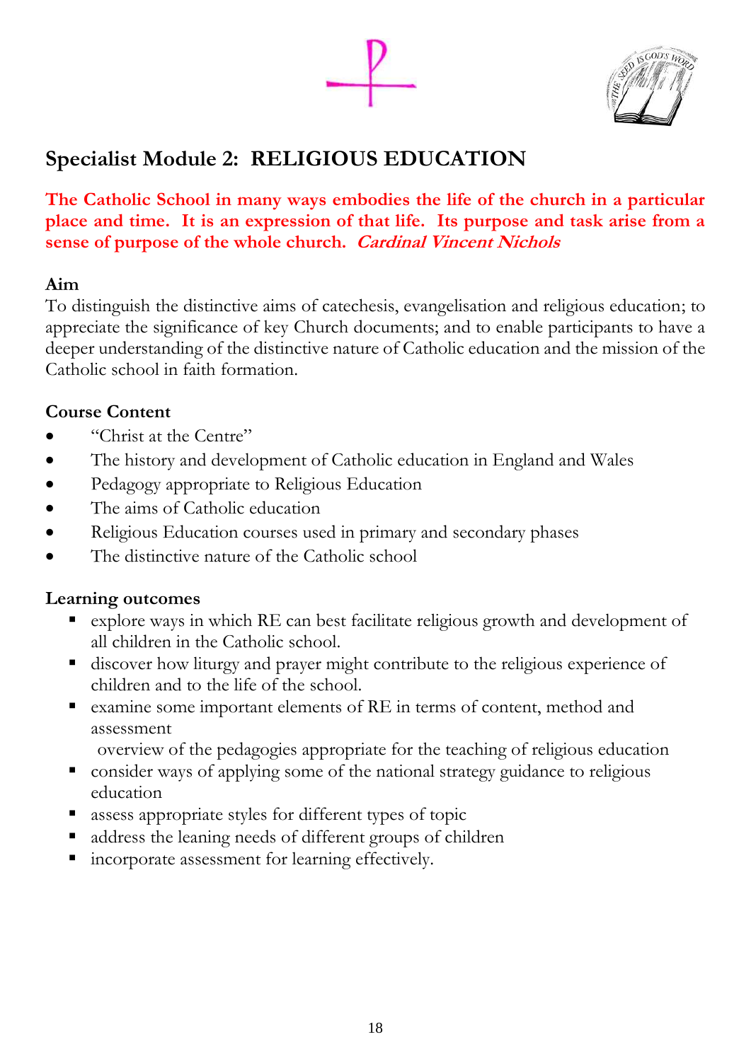## Specialist Module 2: RELIGIOUS EDUCATION

**The Catholic School in many ways embodies the life of the church in a particular place and time. It is an expression of that life. Its purpose and task arise from a sense of purpose of the whole church. *Cardinal Vincent Nichols***

**Aim**

To distinguish the distinctive aims of catechesis, evangelisation and religious education; to appreciate the significance of key Church documents; and to enable participants to have a deeper understanding of the distinctive nature of Catholic education and the mission of the Catholic school in faith formation.

**Course Content**

- "Christ at the Centre"
- The history and development of Catholic education in England and Wales
- Pedagogy appropriate to Religious Education
- The aims of Catholic education
- Religious Education courses used in primary and secondary phases
- The distinctive nature of the Catholic school

**Learning outcomes**

- explore ways in which RE can best facilitate religious growth and development of all children in the Catholic school.
- discover how liturgy and prayer might contribute to the religious experience of children and to the life of the school.
- examine some important elements of RE in terms of content, method and assessment
  overview of the pedagogies appropriate for the teaching of religious education
- consider ways of applying some of the national strategy guidance to religious education
- assess appropriate styles for different types of topic
- address the leaning needs of different groups of children
- incorporate assessment for learning effectively.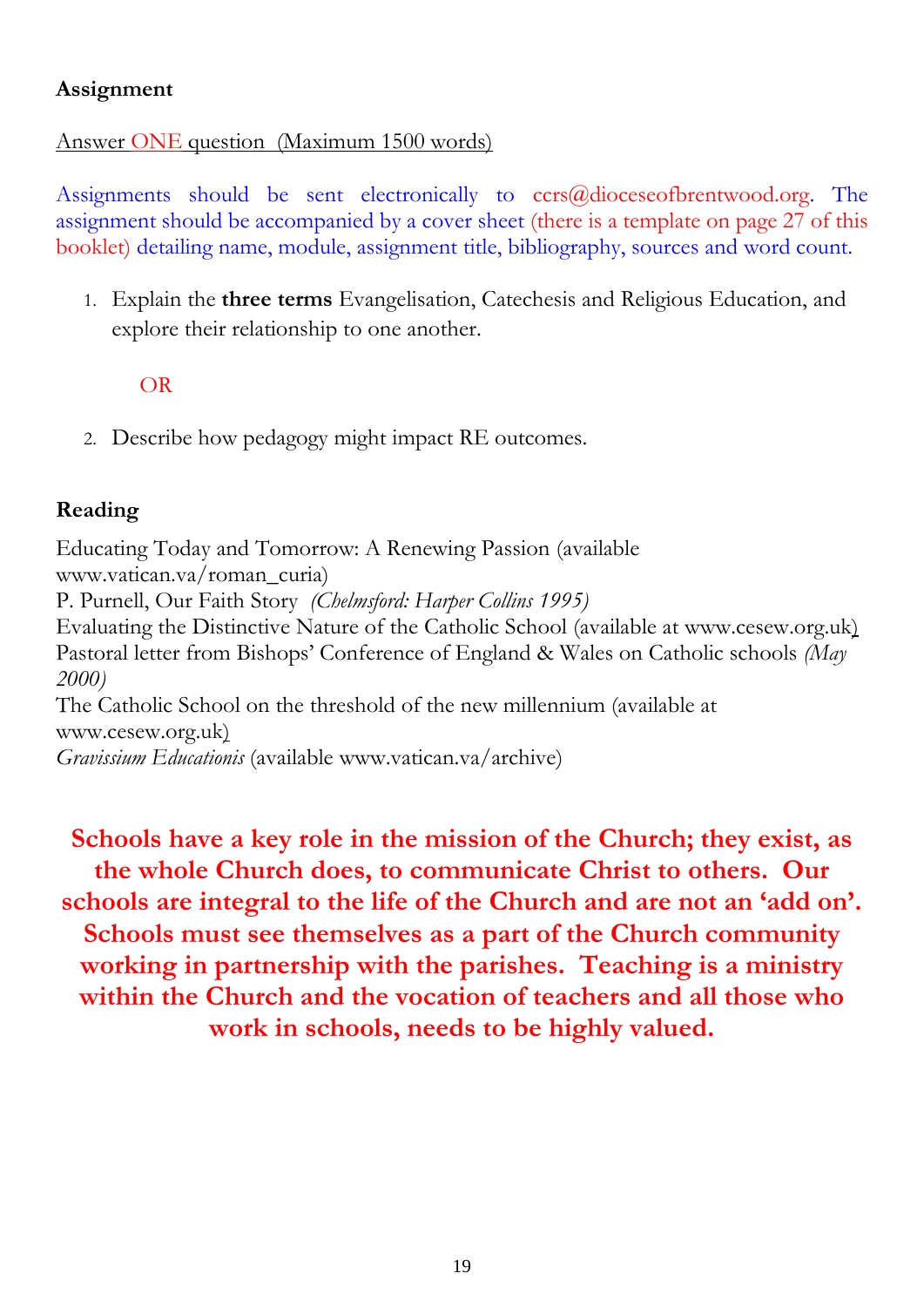**Assignment**

Answer ONE question (Maximum 1500 words)

Assignments should be sent electronically to ccrs@dioceseofbrentwood.org. The assignment should be accompanied by a cover sheet (there is a template on page 27 of this booklet) detailing name, module, assignment title, bibliography, sources and word count.

1. Explain the **three terms** Evangelisation, Catechesis and Religious Education, and explore their relationship to one another.

   OR

2. Describe how pedagogy might impact RE outcomes.

**Reading**

Educating Today and Tomorrow: A Renewing Passion (available www.vatican.va/roman_curia)
P. Purnell, Our Faith Story *(Chelmsford: Harper Collins 1995)*
Evaluating the Distinctive Nature of the Catholic School (available at www.cesew.org.uk)
Pastoral letter from Bishops' Conference of England & Wales on Catholic schools *(May 2000)*
The Catholic School on the threshold of the new millennium (available at www.cesew.org.uk)
*Gravissium Educationis* (available www.vatican.va/archive)

**Schools have a key role in the mission of the Church; they exist, as the whole Church does, to communicate Christ to others. Our schools are integral to the life of the Church and are not an 'add on'. Schools must see themselves as a part of the Church community working in partnership with the parishes. Teaching is a ministry within the Church and the vocation of teachers and all those who work in schools, needs to be highly valued.**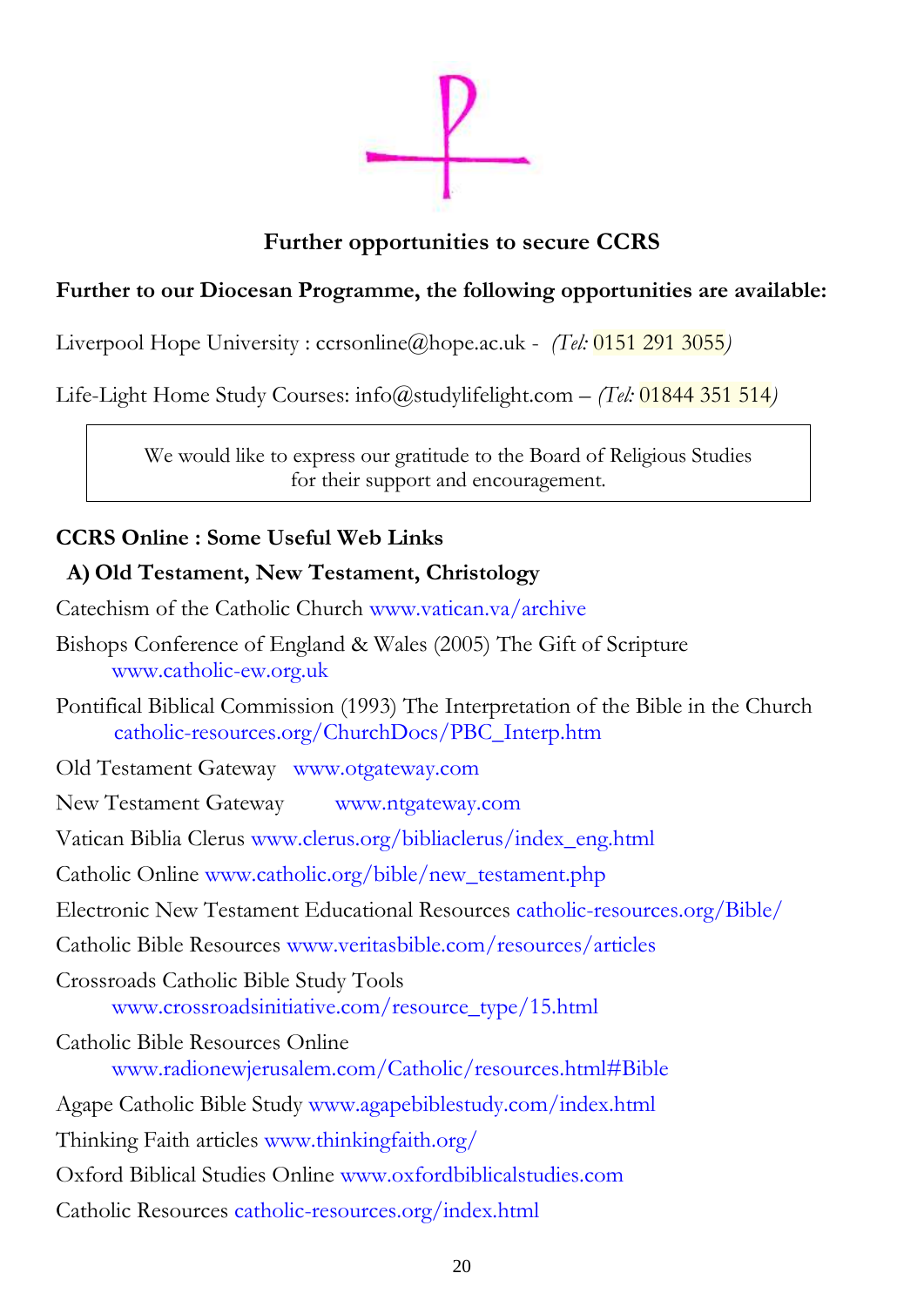## Further opportunities to secure CCRS

**Further to our Diocesan Programme, the following opportunities are available:**

Liverpool Hope University : ccrsonline@hope.ac.uk - *(Tel:* 0151 291 3055*)*

Life-Light Home Study Courses: info@studylifelight.com – *(Tel:* 01844 351 514*)*

> We would like to express our gratitude to the Board of Religious Studies for their support and encouragement.

### CCRS Online : Some Useful Web Links

#### A) Old Testament, New Testament, Christology

Catechism of the Catholic Church www.vatican.va/archive

Bishops Conference of England & Wales (2005) The Gift of Scripture
www.catholic-ew.org.uk

Pontifical Biblical Commission (1993) The Interpretation of the Bible in the Church
catholic-resources.org/ChurchDocs/PBC_Interp.htm

Old Testament Gateway www.otgateway.com

New Testament Gateway www.ntgateway.com

Vatican Biblia Clerus www.clerus.org/bibliaclerus/index_eng.html

Catholic Online www.catholic.org/bible/new_testament.php

Electronic New Testament Educational Resources catholic-resources.org/Bible/

Catholic Bible Resources www.veritasbible.com/resources/articles

Crossroads Catholic Bible Study Tools
www.crossroadsinitiative.com/resource_type/15.html

Catholic Bible Resources Online
www.radionewjerusalem.com/Catholic/resources.html#Bible

Agape Catholic Bible Study www.agapebiblestudy.com/index.html

Thinking Faith articles www.thinkingfaith.org/

Oxford Biblical Studies Online www.oxfordbiblicalstudies.com

Catholic Resources catholic-resources.org/index.html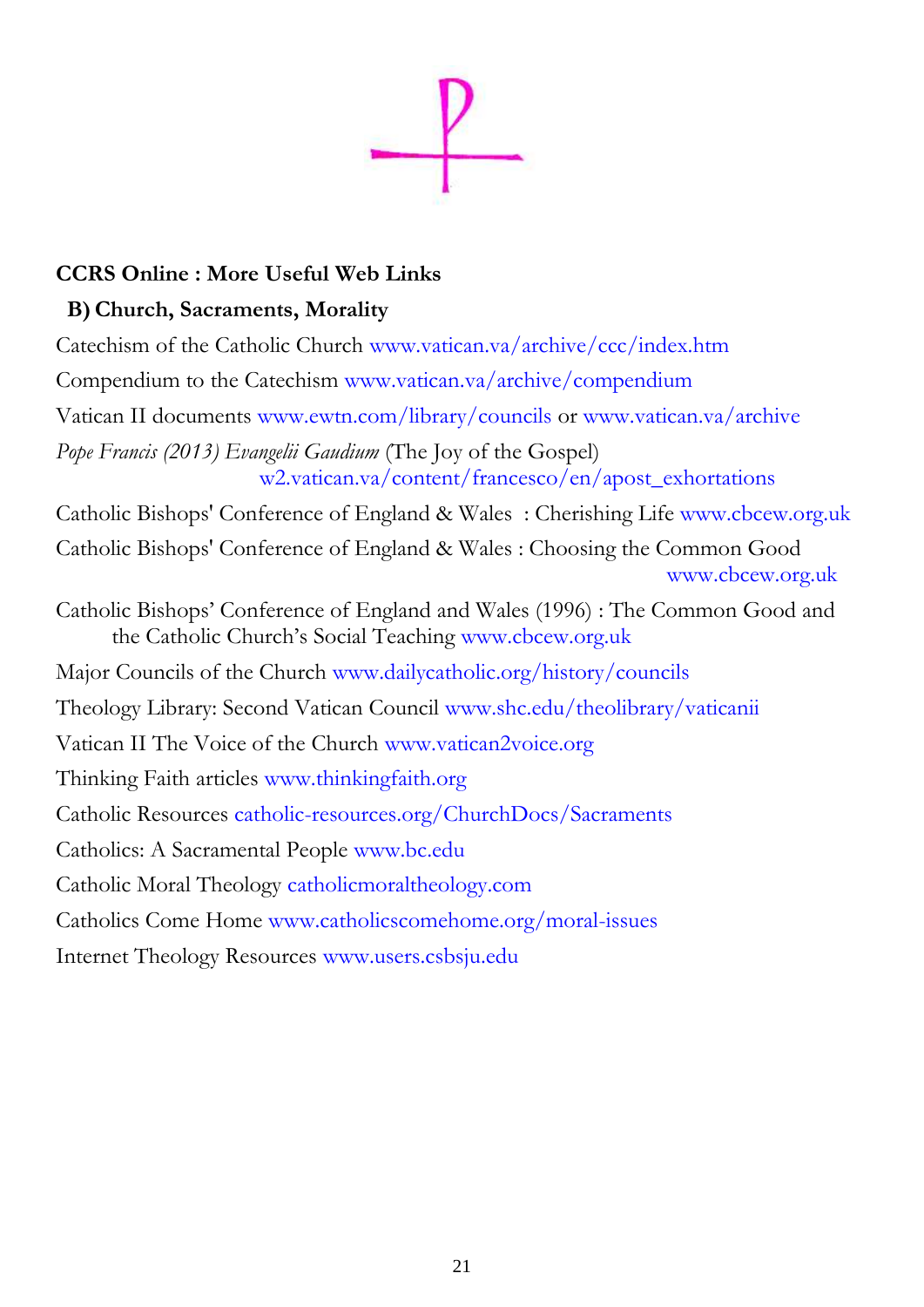**CCRS Online : More Useful Web Links**

**B) Church, Sacraments, Morality**

Catechism of the Catholic Church www.vatican.va/archive/ccc/index.htm

Compendium to the Catechism www.vatican.va/archive/compendium

Vatican II documents www.ewtn.com/library/councils or www.vatican.va/archive

*Pope Francis (2013) Evangelii Gaudium* (The Joy of the Gospel) w2.vatican.va/content/francesco/en/apost_exhortations

Catholic Bishops' Conference of England & Wales : Cherishing Life www.cbcew.org.uk

Catholic Bishops' Conference of England & Wales : Choosing the Common Good www.cbcew.org.uk

Catholic Bishops' Conference of England and Wales (1996) : The Common Good and the Catholic Church's Social Teaching www.cbcew.org.uk

Major Councils of the Church www.dailycatholic.org/history/councils

Theology Library: Second Vatican Council www.shc.edu/theolibrary/vaticanii

Vatican II The Voice of the Church www.vatican2voice.org

Thinking Faith articles www.thinkingfaith.org

Catholic Resources catholic-resources.org/ChurchDocs/Sacraments

Catholics: A Sacramental People www.bc.edu

Catholic Moral Theology catholicmoraltheology.com

Catholics Come Home www.catholicscomehome.org/moral-issues

Internet Theology Resources www.users.csbsju.edu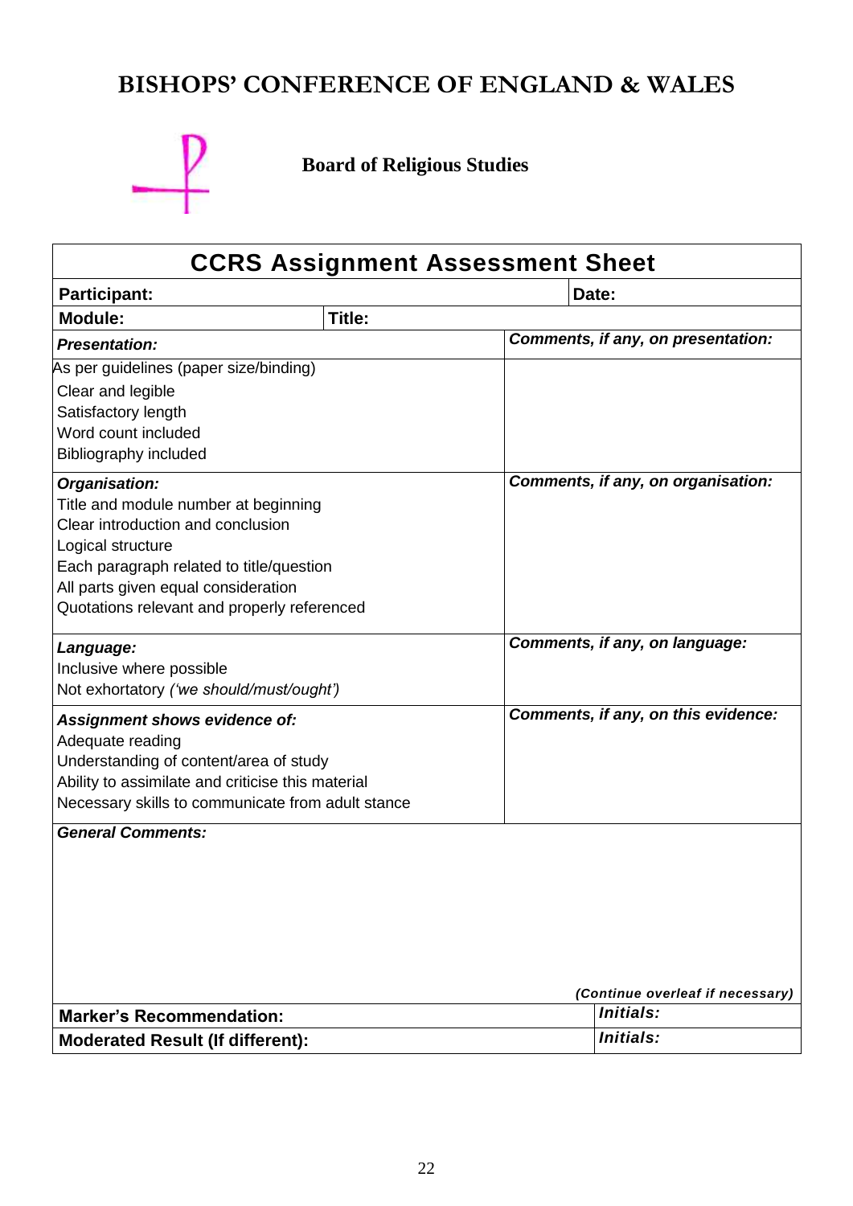# BISHOPS' CONFERENCE OF ENGLAND & WALES

**Board of Religious Studies**

## CCRS Assignment Assessment Sheet

| **Participant:** | | **Date:** |
|---|---|---|
| **Module:** | **Title:** | |
| ***Presentation:*** | | ***Comments, if any, on presentation:*** |
| As per guidelines (paper size/binding)<br>Clear and legible<br>Satisfactory length<br>Word count included<br>Bibliography included | | |
| ***Organisation:***<br>Title and module number at beginning<br>Clear introduction and conclusion<br>Logical structure<br>Each paragraph related to title/question<br>All parts given equal consideration<br>Quotations relevant and properly referenced | | ***Comments, if any, on organisation:*** |
| ***Language:***<br>Inclusive where possible<br>Not exhortatory *('we should/must/ought')* | | ***Comments, if any, on language:*** |
| ***Assignment shows evidence of:***<br>Adequate reading<br>Understanding of content/area of study<br>Ability to assimilate and criticise this material<br>Necessary skills to communicate from adult stance | | ***Comments, if any, on this evidence:*** |
| ***General Comments:***<br><br><br><br>***(Continue overleaf if necessary)*** | | |
| **Marker's Recommendation:** | | ***Initials:*** |
| **Moderated Result (If different):** | | ***Initials:*** |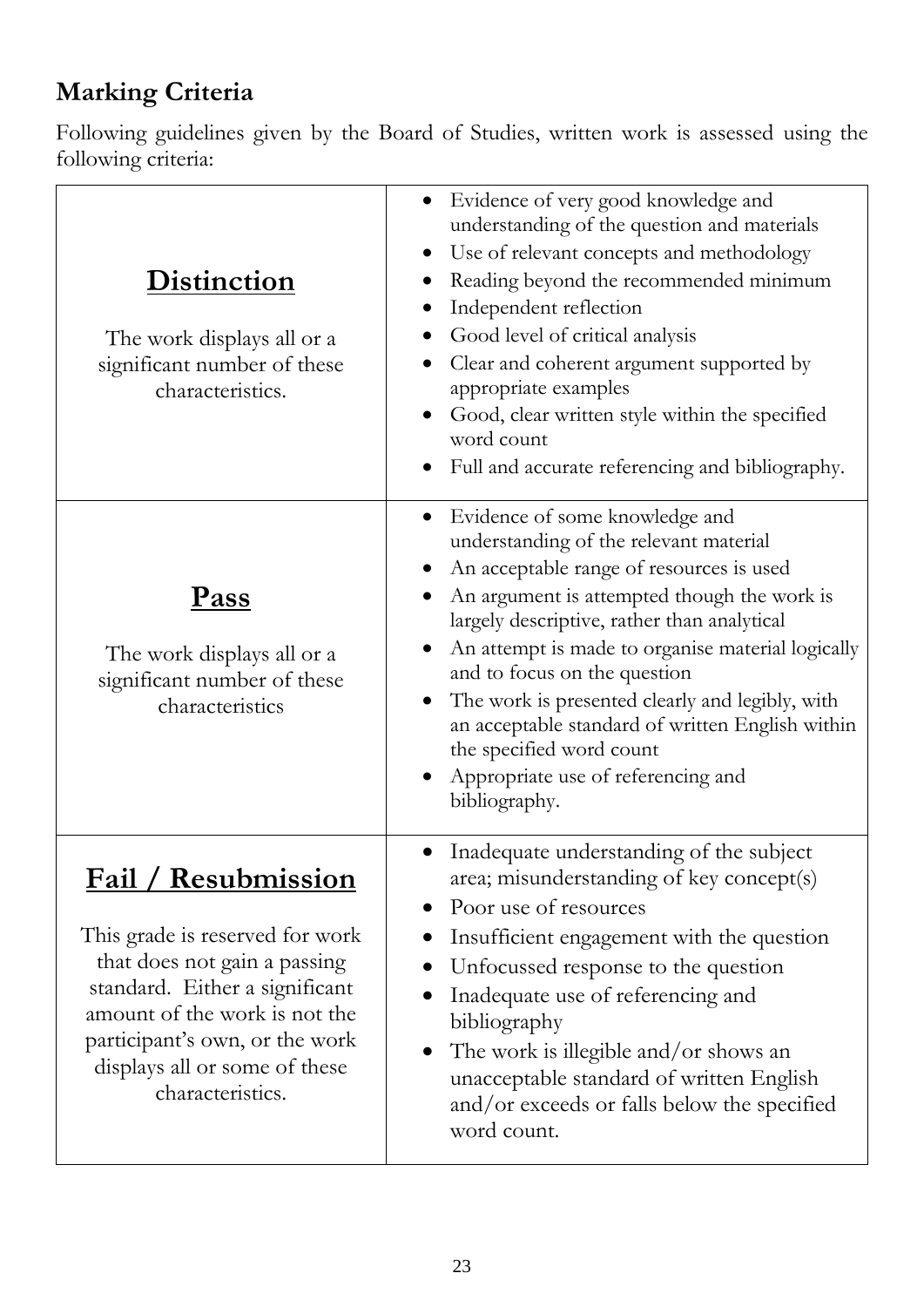## Marking Criteria

Following guidelines given by the Board of Studies, written work is assessed using the following criteria:

| | |
|---|---|
| **Distinction**<br><br>The work displays all or a significant number of these characteristics. | • Evidence of very good knowledge and understanding of the question and materials<br>• Use of relevant concepts and methodology<br>• Reading beyond the recommended minimum<br>• Independent reflection<br>• Good level of critical analysis<br>• Clear and coherent argument supported by appropriate examples<br>• Good, clear written style within the specified word count<br>• Full and accurate referencing and bibliography. |
| **Pass**<br><br>The work displays all or a significant number of these characteristics | • Evidence of some knowledge and understanding of the relevant material<br>• An acceptable range of resources is used<br>• An argument is attempted though the work is largely descriptive, rather than analytical<br>• An attempt is made to organise material logically and to focus on the question<br>• The work is presented clearly and legibly, with an acceptable standard of written English within the specified word count<br>• Appropriate use of referencing and bibliography. |
| **Fail / Resubmission**<br><br>This grade is reserved for work that does not gain a passing standard. Either a significant amount of the work is not the participant's own, or the work displays all or some of these characteristics. | • Inadequate understanding of the subject area; misunderstanding of key concept(s)<br>• Poor use of resources<br>• Insufficient engagement with the question<br>• Unfocussed response to the question<br>• Inadequate use of referencing and bibliography<br>• The work is illegible and/or shows an unacceptable standard of written English and/or exceeds or falls below the specified word count. |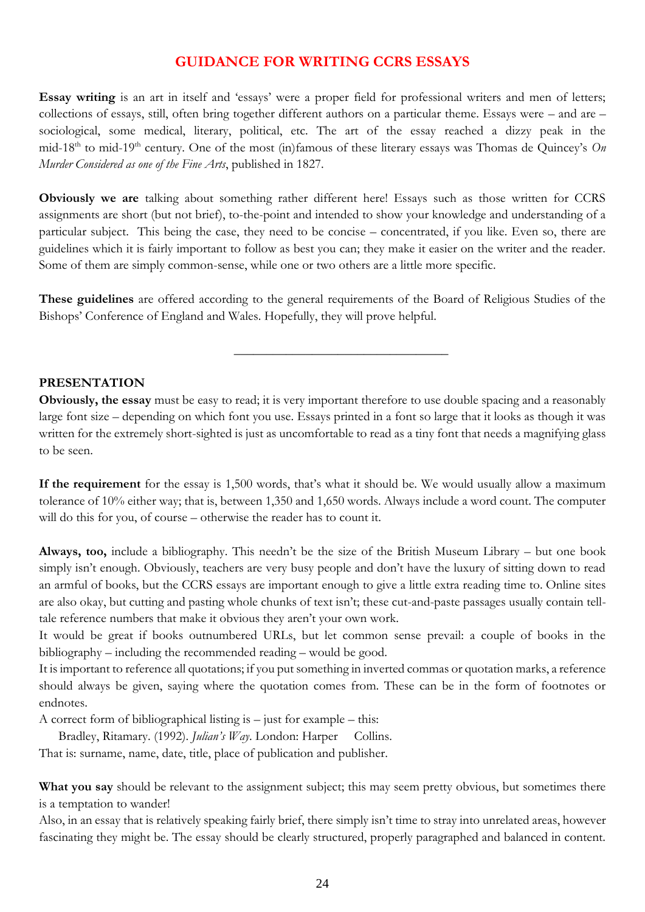# GUIDANCE FOR WRITING CCRS ESSAYS

**Essay writing** is an art in itself and 'essays' were a proper field for professional writers and men of letters; collections of essays, still, often bring together different authors on a particular theme. Essays were – and are – sociological, some medical, literary, political, etc. The art of the essay reached a dizzy peak in the mid-18th to mid-19th century. One of the most (in)famous of these literary essays was Thomas de Quincey's *On Murder Considered as one of the Fine Arts*, published in 1827.

**Obviously we are** talking about something rather different here! Essays such as those written for CCRS assignments are short (but not brief), to-the-point and intended to show your knowledge and understanding of a particular subject. This being the case, they need to be concise – concentrated, if you like. Even so, there are guidelines which it is fairly important to follow as best you can; they make it easier on the writer and the reader. Some of them are simply common-sense, while one or two others are a little more specific.

**These guidelines** are offered according to the general requirements of the Board of Religious Studies of the Bishops' Conference of England and Wales. Hopefully, they will prove helpful.

---

## PRESENTATION

**Obviously, the essay** must be easy to read; it is very important therefore to use double spacing and a reasonably large font size – depending on which font you use. Essays printed in a font so large that it looks as though it was written for the extremely short-sighted is just as uncomfortable to read as a tiny font that needs a magnifying glass to be seen.

**If the requirement** for the essay is 1,500 words, that's what it should be. We would usually allow a maximum tolerance of 10% either way; that is, between 1,350 and 1,650 words. Always include a word count. The computer will do this for you, of course – otherwise the reader has to count it.

**Always, too,** include a bibliography. This needn't be the size of the British Museum Library – but one book simply isn't enough. Obviously, teachers are very busy people and don't have the luxury of sitting down to read an armful of books, but the CCRS essays are important enough to give a little extra reading time to. Online sites are also okay, but cutting and pasting whole chunks of text isn't; these cut-and-paste passages usually contain tell-tale reference numbers that make it obvious they aren't your own work.

It would be great if books outnumbered URLs, but let common sense prevail: a couple of books in the bibliography – including the recommended reading – would be good.

It is important to reference all quotations; if you put something in inverted commas or quotation marks, a reference should always be given, saying where the quotation comes from. These can be in the form of footnotes or endnotes.

A correct form of bibliographical listing is – just for example – this:

Bradley, Ritamary. (1992). *Julian's Way*. London: Harper Collins.

That is: surname, name, date, title, place of publication and publisher.

**What you say** should be relevant to the assignment subject; this may seem pretty obvious, but sometimes there is a temptation to wander!

Also, in an essay that is relatively speaking fairly brief, there simply isn't time to stray into unrelated areas, however fascinating they might be. The essay should be clearly structured, properly paragraphed and balanced in content.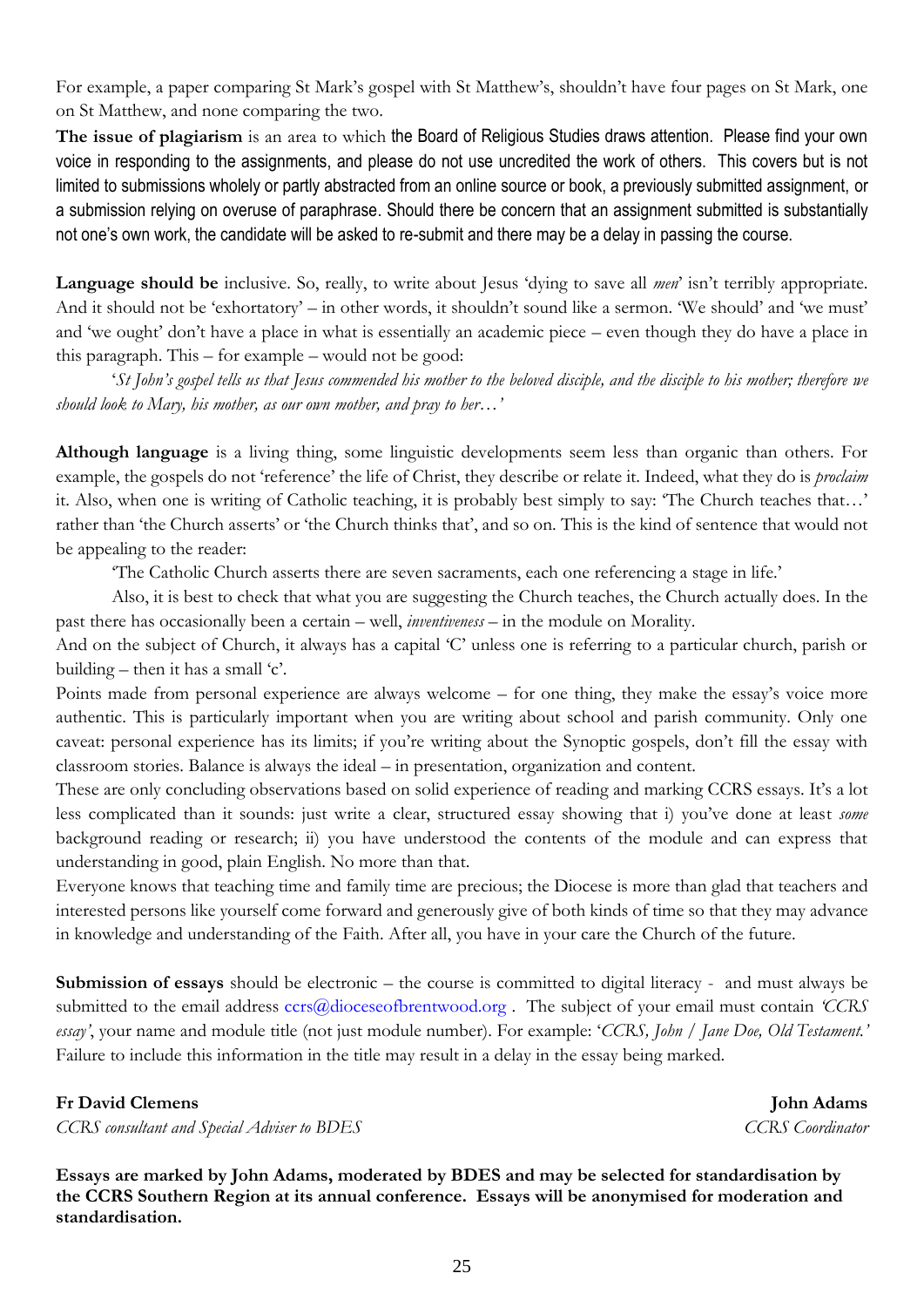For example, a paper comparing St Mark's gospel with St Matthew's, shouldn't have four pages on St Mark, one on St Matthew, and none comparing the two.

**The issue of plagiarism** is an area to which the Board of Religious Studies draws attention. Please find your own voice in responding to the assignments, and please do not use uncredited the work of others. This covers but is not limited to submissions wholely or partly abstracted from an online source or book, a previously submitted assignment, or a submission relying on overuse of paraphrase. Should there be concern that an assignment submitted is substantially not one's own work, the candidate will be asked to re-submit and there may be a delay in passing the course.

**Language should be** inclusive. So, really, to write about Jesus 'dying to save all *men*' isn't terribly appropriate. And it should not be 'exhortatory' – in other words, it shouldn't sound like a sermon. 'We should' and 'we must' and 'we ought' don't have a place in what is essentially an academic piece – even though they do have a place in this paragraph. This – for example – would not be good:

'*St John's gospel tells us that Jesus commended his mother to the beloved disciple, and the disciple to his mother; therefore we should look to Mary, his mother, as our own mother, and pray to her…'*

**Although language** is a living thing, some linguistic developments seem less than organic than others. For example, the gospels do not 'reference' the life of Christ, they describe or relate it. Indeed, what they do is *proclaim* it. Also, when one is writing of Catholic teaching, it is probably best simply to say: 'The Church teaches that…' rather than 'the Church asserts' or 'the Church thinks that', and so on. This is the kind of sentence that would not be appealing to the reader:

'The Catholic Church asserts there are seven sacraments, each one referencing a stage in life.'

Also, it is best to check that what you are suggesting the Church teaches, the Church actually does. In the past there has occasionally been a certain – well, *inventiveness* – in the module on Morality.

And on the subject of Church, it always has a capital 'C' unless one is referring to a particular church, parish or building – then it has a small 'c'.

Points made from personal experience are always welcome – for one thing, they make the essay's voice more authentic. This is particularly important when you are writing about school and parish community. Only one caveat: personal experience has its limits; if you're writing about the Synoptic gospels, don't fill the essay with classroom stories. Balance is always the ideal – in presentation, organization and content.

These are only concluding observations based on solid experience of reading and marking CCRS essays. It's a lot less complicated than it sounds: just write a clear, structured essay showing that i) you've done at least *some* background reading or research; ii) you have understood the contents of the module and can express that understanding in good, plain English. No more than that.

Everyone knows that teaching time and family time are precious; the Diocese is more than glad that teachers and interested persons like yourself come forward and generously give of both kinds of time so that they may advance in knowledge and understanding of the Faith. After all, you have in your care the Church of the future.

**Submission of essays** should be electronic – the course is committed to digital literacy - and must always be submitted to the email address ccrs@dioceseofbrentwood.org . The subject of your email must contain *'CCRS essay'*, your name and module title (not just module number). For example: '*CCRS, John / Jane Doe, Old Testament.'* Failure to include this information in the title may result in a delay in the essay being marked.

**Fr David Clemens**
*CCRS consultant and Special Adviser to BDES*

**John Adams**
*CCRS Coordinator*

**Essays are marked by John Adams, moderated by BDES and may be selected for standardisation by the CCRS Southern Region at its annual conference. Essays will be anonymised for moderation and standardisation.**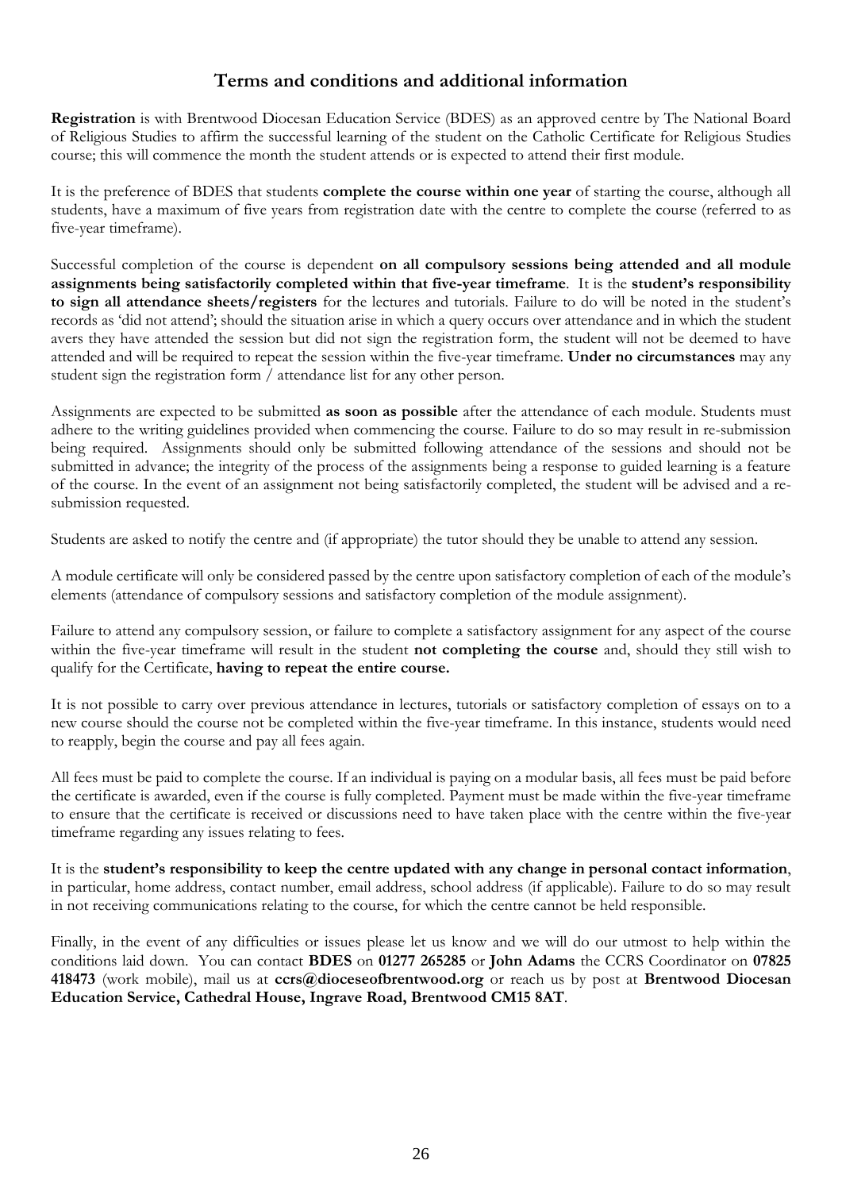## Terms and conditions and additional information

**Registration** is with Brentwood Diocesan Education Service (BDES) as an approved centre by The National Board of Religious Studies to affirm the successful learning of the student on the Catholic Certificate for Religious Studies course; this will commence the month the student attends or is expected to attend their first module.

It is the preference of BDES that students **complete the course within one year** of starting the course, although all students, have a maximum of five years from registration date with the centre to complete the course (referred to as five-year timeframe).

Successful completion of the course is dependent **on all compulsory sessions being attended and all module assignments being satisfactorily completed within that five-year timeframe**. It is the **student's responsibility to sign all attendance sheets/registers** for the lectures and tutorials. Failure to do will be noted in the student's records as 'did not attend'; should the situation arise in which a query occurs over attendance and in which the student avers they have attended the session but did not sign the registration form, the student will not be deemed to have attended and will be required to repeat the session within the five-year timeframe. **Under no circumstances** may any student sign the registration form / attendance list for any other person.

Assignments are expected to be submitted **as soon as possible** after the attendance of each module. Students must adhere to the writing guidelines provided when commencing the course. Failure to do so may result in re-submission being required. Assignments should only be submitted following attendance of the sessions and should not be submitted in advance; the integrity of the process of the assignments being a response to guided learning is a feature of the course. In the event of an assignment not being satisfactorily completed, the student will be advised and a re-submission requested.

Students are asked to notify the centre and (if appropriate) the tutor should they be unable to attend any session.

A module certificate will only be considered passed by the centre upon satisfactory completion of each of the module's elements (attendance of compulsory sessions and satisfactory completion of the module assignment).

Failure to attend any compulsory session, or failure to complete a satisfactory assignment for any aspect of the course within the five-year timeframe will result in the student **not completing the course** and, should they still wish to qualify for the Certificate, **having to repeat the entire course.**

It is not possible to carry over previous attendance in lectures, tutorials or satisfactory completion of essays on to a new course should the course not be completed within the five-year timeframe. In this instance, students would need to reapply, begin the course and pay all fees again.

All fees must be paid to complete the course. If an individual is paying on a modular basis, all fees must be paid before the certificate is awarded, even if the course is fully completed. Payment must be made within the five-year timeframe to ensure that the certificate is received or discussions need to have taken place with the centre within the five-year timeframe regarding any issues relating to fees.

It is the **student's responsibility to keep the centre updated with any change in personal contact information**, in particular, home address, contact number, email address, school address (if applicable). Failure to do so may result in not receiving communications relating to the course, for which the centre cannot be held responsible.

Finally, in the event of any difficulties or issues please let us know and we will do our utmost to help within the conditions laid down. You can contact **BDES** on **01277 265285** or **John Adams** the CCRS Coordinator on **07825 418473** (work mobile), mail us at **ccrs@dioceseofbrentwood.org** or reach us by post at **Brentwood Diocesan Education Service, Cathedral House, Ingrave Road, Brentwood CM15 8AT**.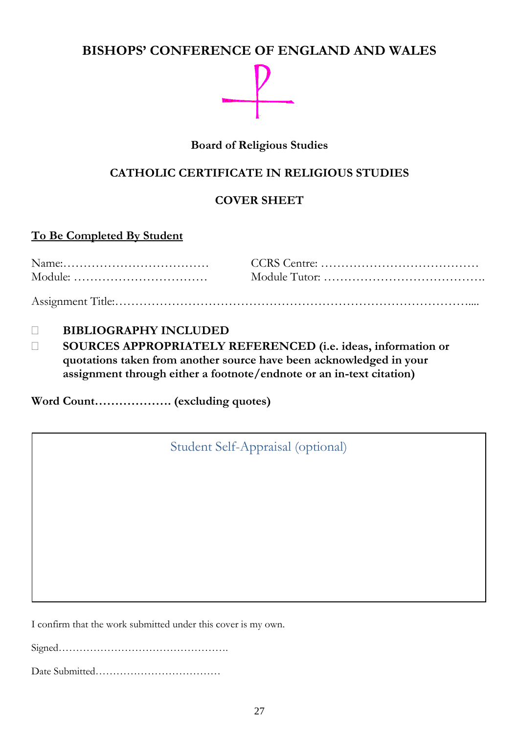# BISHOPS' CONFERENCE OF ENGLAND AND WALES

**Board of Religious Studies**

**CATHOLIC CERTIFICATE IN RELIGIOUS STUDIES**

**COVER SHEET**

<u>**To Be Completed By Student**</u>

Name:……………………………… CCRS Centre: …………………………………

Module: …………………………… Module Tutor: ………………………………….

Assignment Title:…………………………………………………………………………....

- ☐ **BIBLIOGRAPHY INCLUDED**
- ☐ **SOURCES APPROPRIATELY REFERENCED (i.e. ideas, information or quotations taken from another source have been acknowledged in your assignment through either a footnote/endnote or an in-text citation)**

**Word Count………………. (excluding quotes)**

| Student Self-Appraisal (optional) |
|---|
| |

I confirm that the work submitted under this cover is my own.

Signed………………………………………….

Date Submitted………………………………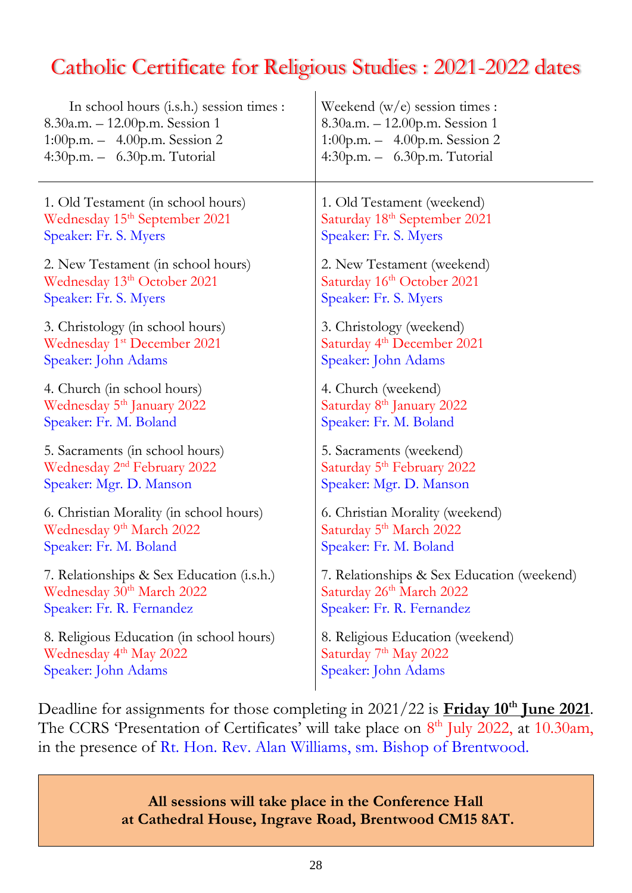# Catholic Certificate for Religious Studies : 2021-2022 dates

| In school hours (i.s.h.) session times :<br>8.30a.m. – 12.00p.m. Session 1<br>1:00p.m. – 4.00p.m. Session 2<br>4:30p.m. – 6.30p.m. Tutorial | Weekend (w/e) session times :<br>8.30a.m. – 12.00p.m. Session 1<br>1:00p.m. – 4.00p.m. Session 2<br>4:30p.m. – 6.30p.m. Tutorial |
|---|---|
| 1. Old Testament (in school hours)<br>Wednesday 15th September 2021<br>Speaker: Fr. S. Myers | 1. Old Testament (weekend)<br>Saturday 18th September 2021<br>Speaker: Fr. S. Myers |
| 2. New Testament (in school hours)<br>Wednesday 13th October 2021<br>Speaker: Fr. S. Myers | 2. New Testament (weekend)<br>Saturday 16th October 2021<br>Speaker: Fr. S. Myers |
| 3. Christology (in school hours)<br>Wednesday 1st December 2021<br>Speaker: John Adams | 3. Christology (weekend)<br>Saturday 4th December 2021<br>Speaker: John Adams |
| 4. Church (in school hours)<br>Wednesday 5th January 2022<br>Speaker: Fr. M. Boland | 4. Church (weekend)<br>Saturday 8th January 2022<br>Speaker: Fr. M. Boland |
| 5. Sacraments (in school hours)<br>Wednesday 2nd February 2022<br>Speaker: Mgr. D. Manson | 5. Sacraments (weekend)<br>Saturday 5th February 2022<br>Speaker: Mgr. D. Manson |
| 6. Christian Morality (in school hours)<br>Wednesday 9th March 2022<br>Speaker: Fr. M. Boland | 6. Christian Morality (weekend)<br>Saturday 5th March 2022<br>Speaker: Fr. M. Boland |
| 7. Relationships & Sex Education (i.s.h.)<br>Wednesday 30th March 2022<br>Speaker: Fr. R. Fernandez | 7. Relationships & Sex Education (weekend)<br>Saturday 26th March 2022<br>Speaker: Fr. R. Fernandez |
| 8. Religious Education (in school hours)<br>Wednesday 4th May 2022<br>Speaker: John Adams | 8. Religious Education (weekend)<br>Saturday 7th May 2022<br>Speaker: John Adams |

Deadline for assignments for those completing in 2021/22 is **Friday 10th June 2021**. The CCRS 'Presentation of Certificates' will take place on 8th July 2022, at 10.30am, in the presence of Rt. Hon. Rev. Alan Williams, sm. Bishop of Brentwood.

**All sessions will take place in the Conference Hall at Cathedral House, Ingrave Road, Brentwood CM15 8AT.**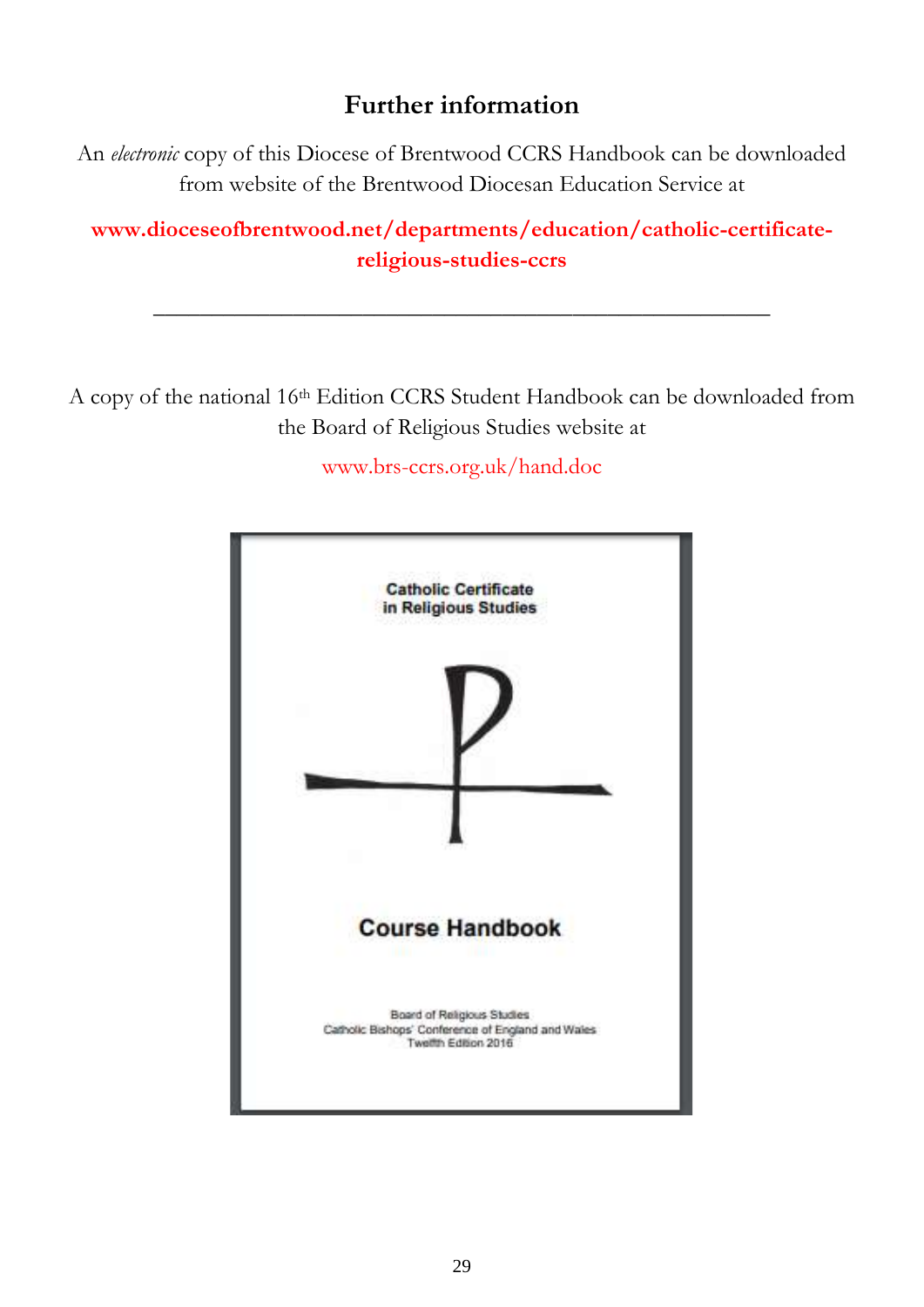## Further information

An *electronic* copy of this Diocese of Brentwood CCRS Handbook can be downloaded from website of the Brentwood Diocesan Education Service at

**www.dioceseofbrentwood.net/departments/education/catholic-certificate-religious-studies-ccrs**

---

A copy of the national 16th Edition CCRS Student Handbook can be downloaded from the Board of Religious Studies website at

www.brs-ccrs.org.uk/hand.doc

Catholic Certificate in Religious Studies

Course Handbook

Board of Religious Studies
Catholic Bishops' Conference of England and Wales
Twelfth Edition 2016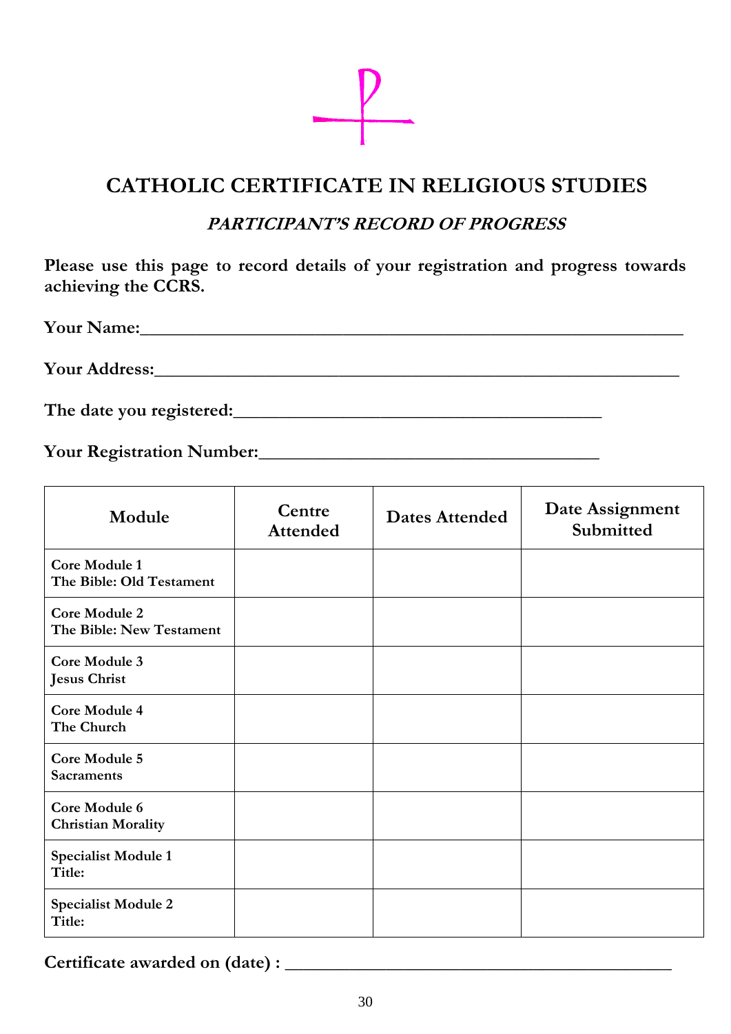# CATHOLIC CERTIFICATE IN RELIGIOUS STUDIES

## *PARTICIPANT'S RECORD OF PROGRESS*

**Please use this page to record details of your registration and progress towards achieving the CCRS.**

**Your Name:**_______________________________________________

**Your Address:**_____________________________________________

**The date you registered:**________________________________

**Your Registration Number:**______________________________

| Module | Centre Attended | Dates Attended | Date Assignment Submitted |
|---|---|---|---|
| **Core Module 1**<br>**The Bible: Old Testament** | | | |
| **Core Module 2**<br>**The Bible: New Testament** | | | |
| **Core Module 3**<br>**Jesus Christ** | | | |
| **Core Module 4**<br>**The Church** | | | |
| **Core Module 5**<br>**Sacraments** | | | |
| **Core Module 6**<br>**Christian Morality** | | | |
| **Specialist Module 1**<br>**Title:** | | | |
| **Specialist Module 2**<br>**Title:** | | | |

**Certificate awarded on (date) :** ___________________________________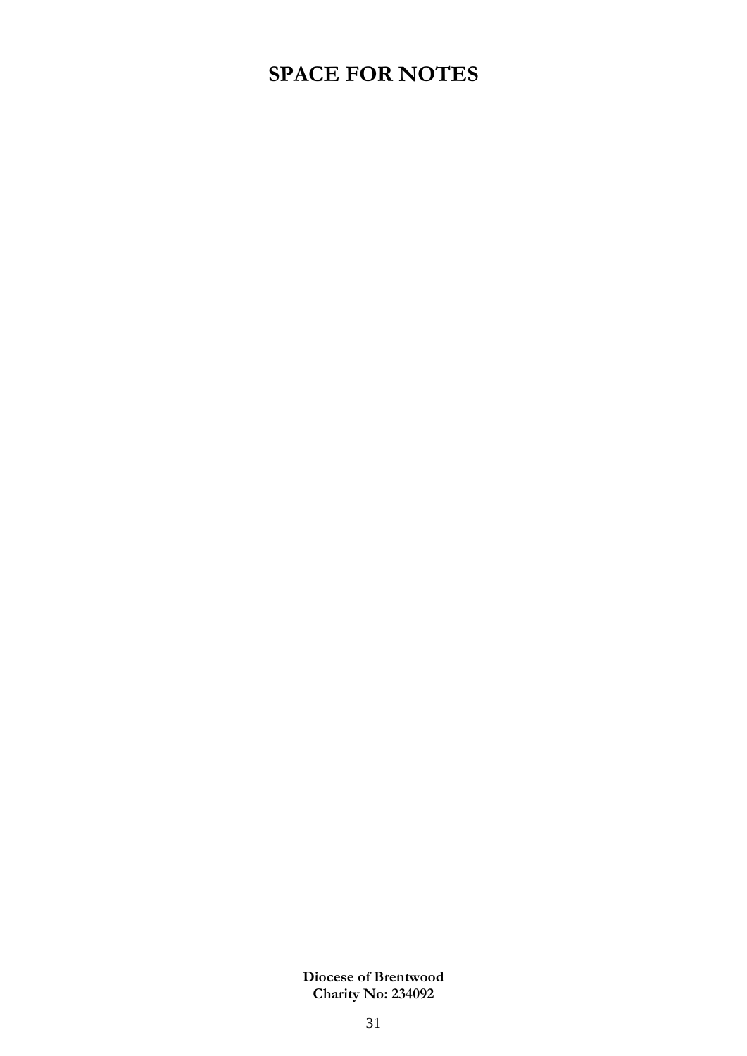# SPACE FOR NOTES

**Diocese of Brentwood**
**Charity No: 234092**